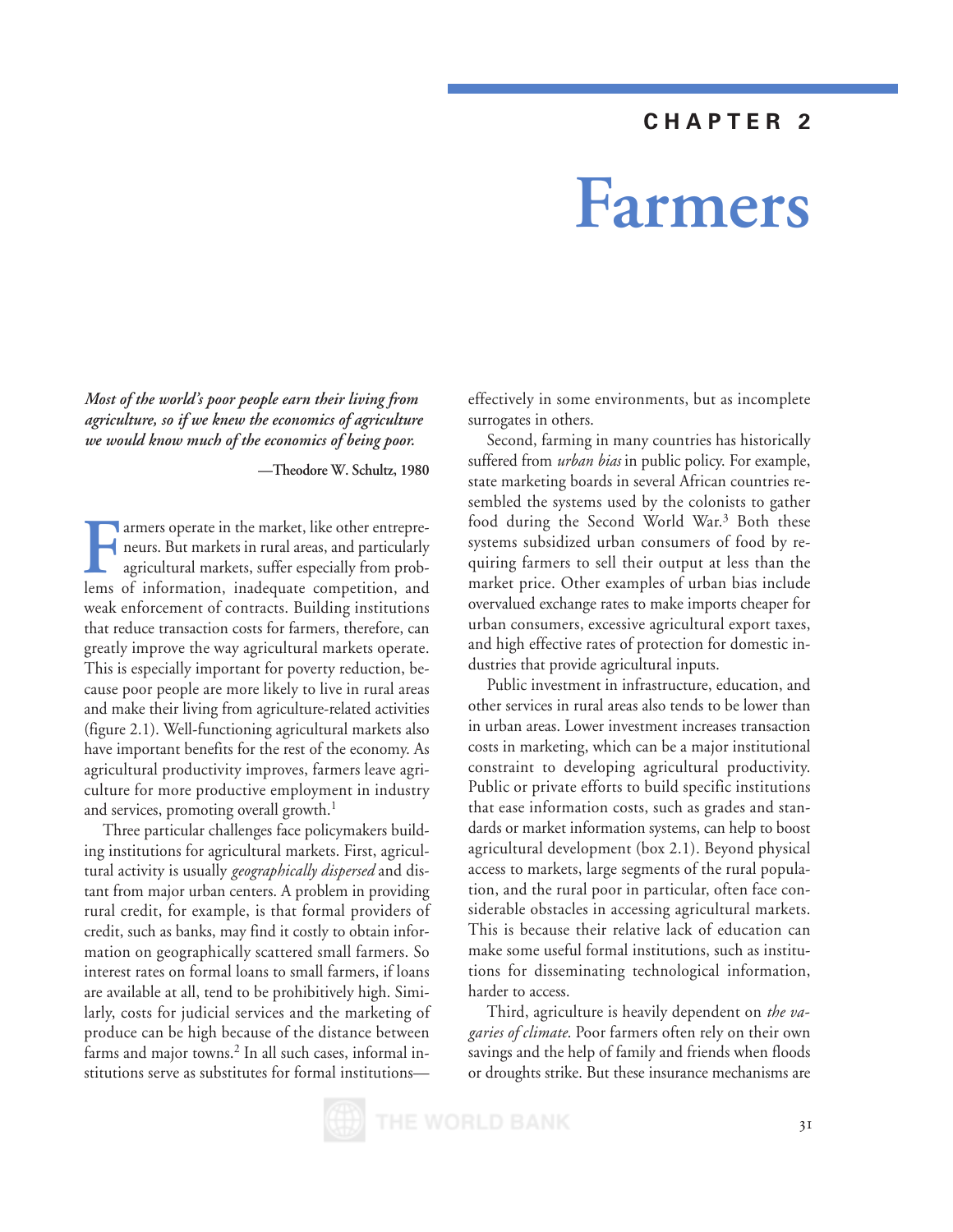# CHAPTER 2

# Farmers

***Most of the world's poor people earn their living from agriculture, so if we knew the economics of agriculture we would know much of the economics of being poor.***

**—Theodore W. Schultz, 1980**

Farmers operate in the market, like other entrepreneurs. But markets in rural areas, and particularly agricultural markets, suffer especially from problems of information, inadequate competition, and weak enforcement of contracts. Building institutions that reduce transaction costs for farmers, therefore, can greatly improve the way agricultural markets operate. This is especially important for poverty reduction, because poor people are more likely to live in rural areas and make their living from agriculture-related activities (figure 2.1). Well-functioning agricultural markets also have important benefits for the rest of the economy. As agricultural productivity improves, farmers leave agriculture for more productive employment in industry and services, promoting overall growth.[1]

Three particular challenges face policymakers building institutions for agricultural markets. First, agricultural activity is usually *geographically dispersed* and distant from major urban centers. A problem in providing rural credit, for example, is that formal providers of credit, such as banks, may find it costly to obtain information on geographically scattered small farmers. So interest rates on formal loans to small farmers, if loans are available at all, tend to be prohibitively high. Similarly, costs for judicial services and the marketing of produce can be high because of the distance between farms and major towns.[2] In all such cases, informal institutions serve as substitutes for formal institutions—effectively in some environments, but as incomplete surrogates in others.

Second, farming in many countries has historically suffered from *urban bias* in public policy. For example, state marketing boards in several African countries resembled the systems used by the colonists to gather food during the Second World War.[3] Both these systems subsidized urban consumers of food by requiring farmers to sell their output at less than the market price. Other examples of urban bias include overvalued exchange rates to make imports cheaper for urban consumers, excessive agricultural export taxes, and high effective rates of protection for domestic industries that provide agricultural inputs.

Public investment in infrastructure, education, and other services in rural areas also tends to be lower than in urban areas. Lower investment increases transaction costs in marketing, which can be a major institutional constraint to developing agricultural productivity. Public or private efforts to build specific institutions that ease information costs, such as grades and standards or market information systems, can help to boost agricultural development (box 2.1). Beyond physical access to markets, large segments of the rural population, and the rural poor in particular, often face considerable obstacles in accessing agricultural markets. This is because their relative lack of education can make some useful formal institutions, such as institutions for disseminating technological information, harder to access.

Third, agriculture is heavily dependent on *the vagaries of climate*. Poor farmers often rely on their own savings and the help of family and friends when floods or droughts strike. But these insurance mechanisms are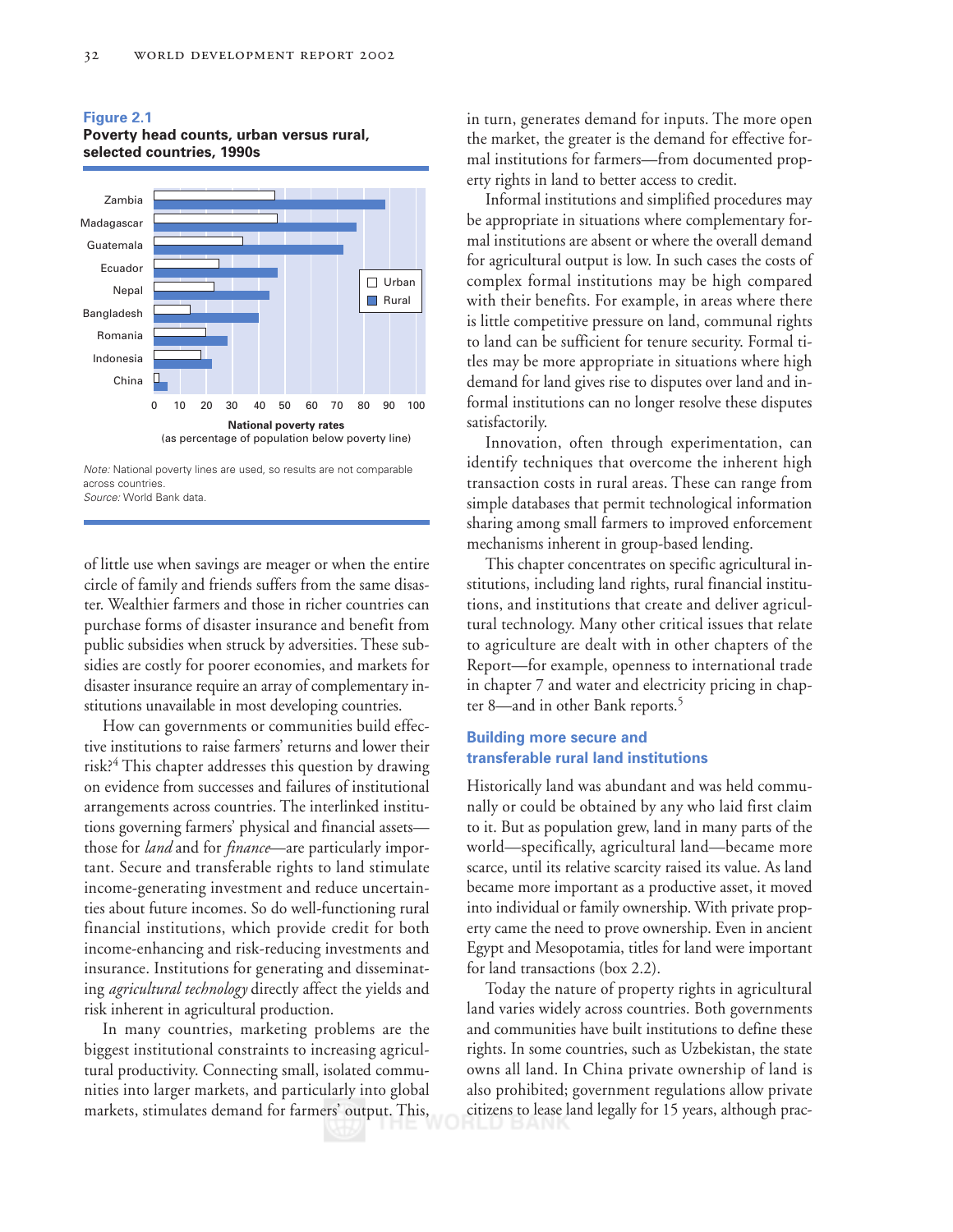**Figure 2.1**
**Poverty head counts, urban versus rural, selected countries, 1990s**

Zambia
Madagascar
Guatemala
Ecuador
Nepal
Bangladesh
Romania
Indonesia
China

Urban
Rural

0 10 20 30 40 50 60 70 80 90 100

**National poverty rates**
(as percentage of population below poverty line)

*Note:* National poverty lines are used, so results are not comparable across countries.
*Source:* World Bank data.

of little use when savings are meager or when the entire circle of family and friends suffers from the same disaster. Wealthier farmers and those in richer countries can purchase forms of disaster insurance and benefit from public subsidies when struck by adversities. These subsidies are costly for poorer economies, and markets for disaster insurance require an array of complementary institutions unavailable in most developing countries.

How can governments or communities build effective institutions to raise farmers' returns and lower their risk?[4] This chapter addresses this question by drawing on evidence from successes and failures of institutional arrangements across countries. The interlinked institutions governing farmers' physical and financial assets—those for *land* and for *finance*—are particularly important. Secure and transferable rights to land stimulate income-generating investment and reduce uncertainties about future incomes. So do well-functioning rural financial institutions, which provide credit for both income-enhancing and risk-reducing investments and insurance. Institutions for generating and disseminating *agricultural technology* directly affect the yields and risk inherent in agricultural production.

In many countries, marketing problems are the biggest institutional constraints to increasing agricultural productivity. Connecting small, isolated communities into larger markets, and particularly into global markets, stimulates demand for farmers' output. This, in turn, generates demand for inputs. The more open the market, the greater is the demand for effective formal institutions for farmers—from documented property rights in land to better access to credit.

Informal institutions and simplified procedures may be appropriate in situations where complementary formal institutions are absent or where the overall demand for agricultural output is low. In such cases the costs of complex formal institutions may be high compared with their benefits. For example, in areas where there is little competitive pressure on land, communal rights to land can be sufficient for tenure security. Formal titles may be more appropriate in situations where high demand for land gives rise to disputes over land and informal institutions can no longer resolve these disputes satisfactorily.

Innovation, often through experimentation, can identify techniques that overcome the inherent high transaction costs in rural areas. These can range from simple databases that permit technological information sharing among small farmers to improved enforcement mechanisms inherent in group-based lending.

This chapter concentrates on specific agricultural institutions, including land rights, rural financial institutions, and institutions that create and deliver agricultural technology. Many other critical issues that relate to agriculture are dealt with in other chapters of the Report—for example, openness to international trade in chapter 7 and water and electricity pricing in chapter 8—and in other Bank reports.[5]

## Building more secure and transferable rural land institutions

Historically land was abundant and was held communally or could be obtained by any who laid first claim to it. But as population grew, land in many parts of the world—specifically, agricultural land—became more scarce, until its relative scarcity raised its value. As land became more important as a productive asset, it moved into individual or family ownership. With private property came the need to prove ownership. Even in ancient Egypt and Mesopotamia, titles for land were important for land transactions (box 2.2).

Today the nature of property rights in agricultural land varies widely across countries. Both governments and communities have built institutions to define these rights. In some countries, such as Uzbekistan, the state owns all land. In China private ownership of land is also prohibited; government regulations allow private citizens to lease land legally for 15 years, although prac-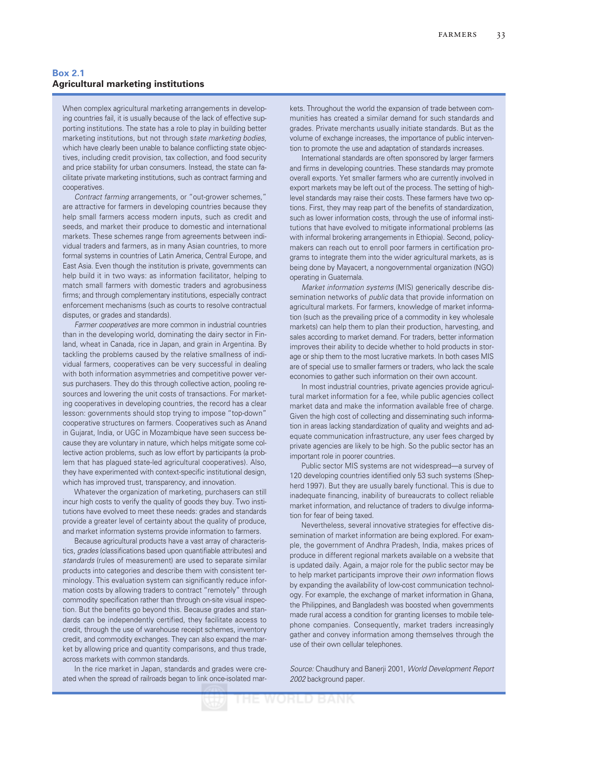## Box 2.1
### Agricultural marketing institutions

When complex agricultural marketing arrangements in developing countries fail, it is usually because of the lack of effective supporting institutions. The state has a role to play in building better marketing institutions, but not through s*tate marketing bodies,* which have clearly been unable to balance conflicting state objectives, including credit provision, tax collection, and food security and price stability for urban consumers. Instead, the state can facilitate private marketing institutions, such as contract farming and cooperatives.

*Contract farming* arrangements, or "out-grower schemes," are attractive for farmers in developing countries because they help small farmers access modern inputs, such as credit and seeds, and market their produce to domestic and international markets. These schemes range from agreements between individual traders and farmers, as in many Asian countries, to more formal systems in countries of Latin America, Central Europe, and East Asia. Even though the institution is private, governments can help build it in two ways: as information facilitator, helping to match small farmers with domestic traders and agrobusiness firms; and through complementary institutions, especially contract enforcement mechanisms (such as courts to resolve contractual disputes, or grades and standards).

*Farmer cooperatives* are more common in industrial countries than in the developing world, dominating the dairy sector in Finland, wheat in Canada, rice in Japan, and grain in Argentina. By tackling the problems caused by the relative smallness of individual farmers, cooperatives can be very successful in dealing with both information asymmetries and competitive power versus purchasers. They do this through collective action, pooling resources and lowering the unit costs of transactions. For marketing cooperatives in developing countries, the record has a clear lesson: governments should stop trying to impose "top-down" cooperative structures on farmers. Cooperatives such as Anand in Gujarat, India, or UGC in Mozambique have seen success because they are voluntary in nature, which helps mitigate some collective action problems, such as low effort by participants (a problem that has plagued state-led agricultural cooperatives). Also, they have experimented with context-specific institutional design, which has improved trust, transparency, and innovation.

Whatever the organization of marketing, purchasers can still incur high costs to verify the quality of goods they buy. Two institutions have evolved to meet these needs: grades and standards provide a greater level of certainty about the quality of produce, and market information systems provide information to farmers.

Because agricultural products have a vast array of characteristics, *grades* (classifications based upon quantifiable attributes) and *standards* (rules of measurement) are used to separate similar products into categories and describe them with consistent terminology. This evaluation system can significantly reduce information costs by allowing traders to contract "remotely" through commodity specification rather than through on-site visual inspection. But the benefits go beyond this. Because grades and standards can be independently certified, they facilitate access to credit, through the use of warehouse receipt schemes, inventory credit, and commodity exchanges. They can also expand the market by allowing price and quantity comparisons, and thus trade, across markets with common standards.

In the rice market in Japan, standards and grades were created when the spread of railroads began to link once-isolated markets. Throughout the world the expansion of trade between communities has created a similar demand for such standards and grades. Private merchants usually initiate standards. But as the volume of exchange increases, the importance of public intervention to promote the use and adaptation of standards increases.

International standards are often sponsored by larger farmers and firms in developing countries. These standards may promote overall exports. Yet smaller farmers who are currently involved in export markets may be left out of the process. The setting of high-level standards may raise their costs. These farmers have two options. First, they may reap part of the benefits of standardization, such as lower information costs, through the use of informal institutions that have evolved to mitigate informational problems (as with informal brokering arrangements in Ethiopia). Second, policymakers can reach out to enroll poor farmers in certification programs to integrate them into the wider agricultural markets, as is being done by Mayacert, a nongovernmental organization (NGO) operating in Guatemala.

*Market information systems* (MIS) generically describe dissemination networks of *public* data that provide information on agricultural markets. For farmers, knowledge of market information (such as the prevailing price of a commodity in key wholesale markets) can help them to plan their production, harvesting, and sales according to market demand. For traders, better information improves their ability to decide whether to hold products in storage or ship them to the most lucrative markets. In both cases MIS are of special use to smaller farmers or traders, who lack the scale economies to gather such information on their own account.

In most industrial countries, private agencies provide agricultural market information for a fee, while public agencies collect market data and make the information available free of charge. Given the high cost of collecting and disseminating such information in areas lacking standardization of quality and weights and adequate communication infrastructure, any user fees charged by private agencies are likely to be high. So the public sector has an important role in poorer countries.

Public sector MIS systems are not widespread—a survey of 120 developing countries identified only 53 such systems (Shepherd 1997). But they are usually barely functional. This is due to inadequate financing, inability of bureaucrats to collect reliable market information, and reluctance of traders to divulge information for fear of being taxed.

Nevertheless, several innovative strategies for effective dissemination of market information are being explored. For example, the government of Andhra Pradesh, India, makes prices of produce in different regional markets available on a website that is updated daily. Again, a major role for the public sector may be to help market participants improve their *own* information flows by expanding the availability of low-cost communication technology. For example, the exchange of market information in Ghana, the Philippines, and Bangladesh was boosted when governments made rural access a condition for granting licenses to mobile telephone companies. Consequently, market traders increasingly gather and convey information among themselves through the use of their own cellular telephones.

*Source:* Chaudhury and Banerji 2001, *World Development Report 2002* background paper.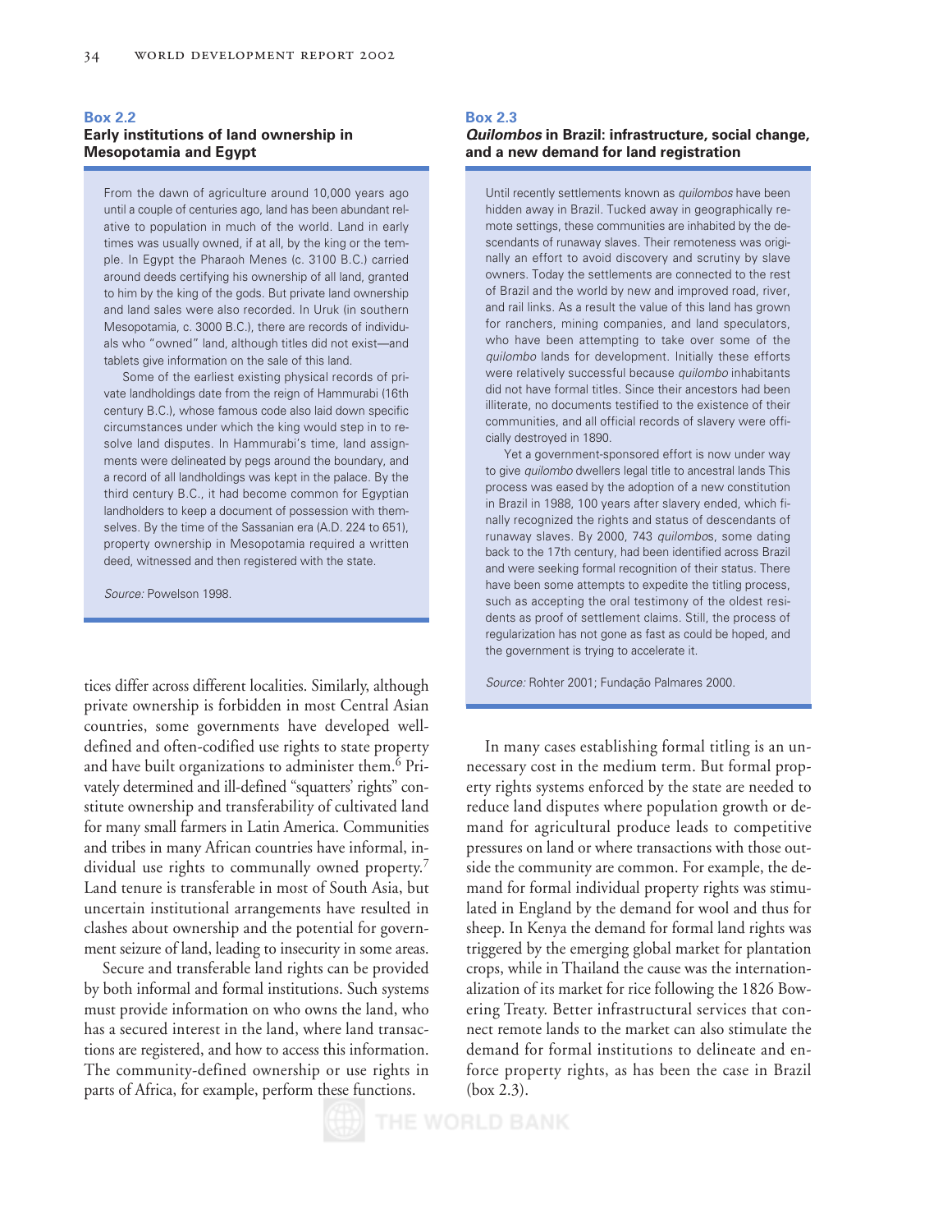### Box 2.2
### Early institutions of land ownership in Mesopotamia and Egypt

From the dawn of agriculture around 10,000 years ago until a couple of centuries ago, land has been abundant relative to population in much of the world. Land in early times was usually owned, if at all, by the king or the temple. In Egypt the Pharaoh Menes (c. 3100 B.C.) carried around deeds certifying his ownership of all land, granted to him by the king of the gods. But private land ownership and land sales were also recorded. In Uruk (in southern Mesopotamia, c. 3000 B.C.), there are records of individuals who "owned" land, although titles did not exist—and tablets give information on the sale of this land.

Some of the earliest existing physical records of private landholdings date from the reign of Hammurabi (16th century B.C.), whose famous code also laid down specific circumstances under which the king would step in to resolve land disputes. In Hammurabi's time, land assignments were delineated by pegs around the boundary, and a record of all landholdings was kept in the palace. By the third century B.C., it had become common for Egyptian landholders to keep a document of possession with themselves. By the time of the Sassanian era (A.D. 224 to 651), property ownership in Mesopotamia required a written deed, witnessed and then registered with the state.

*Source:* Powelson 1998.

### Box 2.3
### *Quilombos* in Brazil: infrastructure, social change, and a new demand for land registration

Until recently settlements known as *quilombos* have been hidden away in Brazil. Tucked away in geographically remote settings, these communities are inhabited by the descendants of runaway slaves. Their remoteness was originally an effort to avoid discovery and scrutiny by slave owners. Today the settlements are connected to the rest of Brazil and the world by new and improved road, river, and rail links. As a result the value of this land has grown for ranchers, mining companies, and land speculators, who have been attempting to take over some of the *quilombo* lands for development. Initially these efforts were relatively successful because *quilombo* inhabitants did not have formal titles. Since their ancestors had been illiterate, no documents testified to the existence of their communities, and all official records of slavery were officially destroyed in 1890.

Yet a government-sponsored effort is now under way to give *quilombo* dwellers legal title to ancestral lands This process was eased by the adoption of a new constitution in Brazil in 1988, 100 years after slavery ended, which finally recognized the rights and status of descendants of runaway slaves. By 2000, 743 *quilombo*s, some dating back to the 17th century, had been identified across Brazil and were seeking formal recognition of their status. There have been some attempts to expedite the titling process, such as accepting the oral testimony of the oldest residents as proof of settlement claims. Still, the process of regularization has not gone as fast as could be hoped, and the government is trying to accelerate it.

*Source:* Rohter 2001; Fundação Palmares 2000.

tices differ across different localities. Similarly, although private ownership is forbidden in most Central Asian countries, some governments have developed well-defined and often-codified use rights to state property and have built organizations to administer them.[6] Privately determined and ill-defined "squatters' rights" constitute ownership and transferability of cultivated land for many small farmers in Latin America. Communities and tribes in many African countries have informal, individual use rights to communally owned property.[7] Land tenure is transferable in most of South Asia, but uncertain institutional arrangements have resulted in clashes about ownership and the potential for government seizure of land, leading to insecurity in some areas.

Secure and transferable land rights can be provided by both informal and formal institutions. Such systems must provide information on who owns the land, who has a secured interest in the land, where land transactions are registered, and how to access this information. The community-defined ownership or use rights in parts of Africa, for example, perform these functions.

In many cases establishing formal titling is an unnecessary cost in the medium term. But formal property rights systems enforced by the state are needed to reduce land disputes where population growth or demand for agricultural produce leads to competitive pressures on land or where transactions with those outside the community are common. For example, the demand for formal individual property rights was stimulated in England by the demand for wool and thus for sheep. In Kenya the demand for formal land rights was triggered by the emerging global market for plantation crops, while in Thailand the cause was the internationalization of its market for rice following the 1826 Bowering Treaty. Better infrastructural services that connect remote lands to the market can also stimulate the demand for formal institutions to delineate and enforce property rights, as has been the case in Brazil (box 2.3).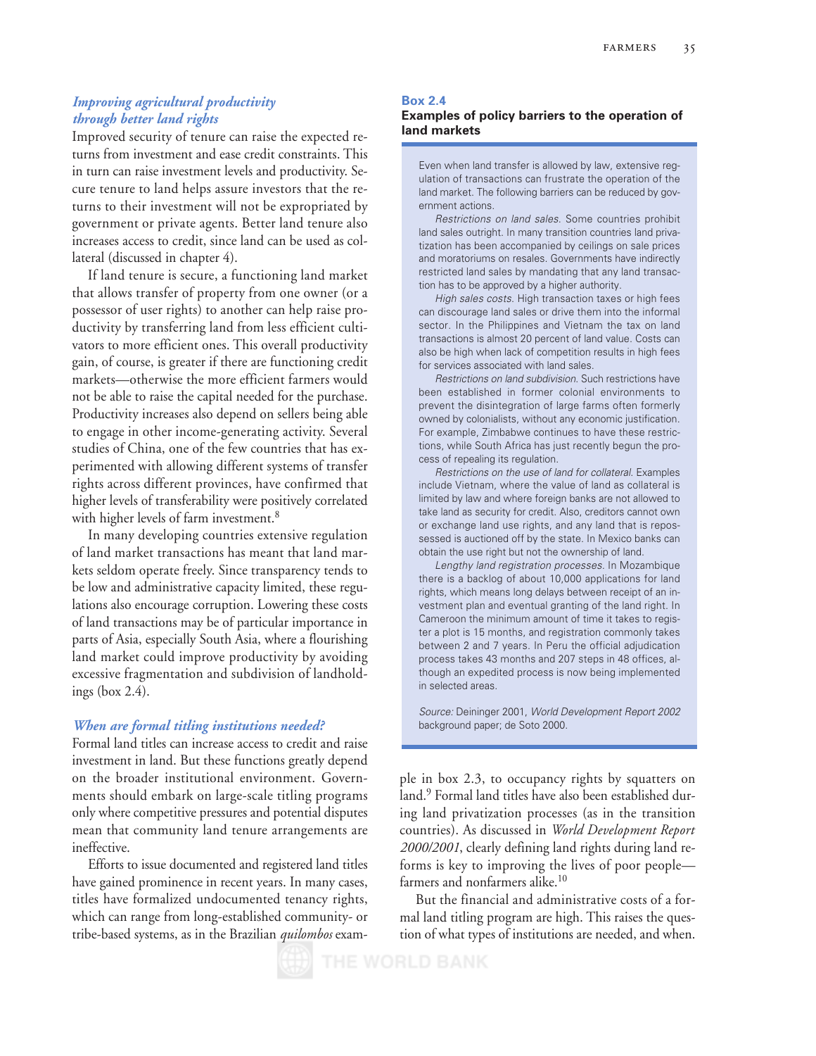### *Improving agricultural productivity through better land rights*

Improved security of tenure can raise the expected returns from investment and ease credit constraints. This in turn can raise investment levels and productivity. Secure tenure to land helps assure investors that the returns to their investment will not be expropriated by government or private agents. Better land tenure also increases access to credit, since land can be used as collateral (discussed in chapter 4).

If land tenure is secure, a functioning land market that allows transfer of property from one owner (or a possessor of user rights) to another can help raise productivity by transferring land from less efficient cultivators to more efficient ones. This overall productivity gain, of course, is greater if there are functioning credit markets—otherwise the more efficient farmers would not be able to raise the capital needed for the purchase. Productivity increases also depend on sellers being able to engage in other income-generating activity. Several studies of China, one of the few countries that has experimented with allowing different systems of transfer rights across different provinces, have confirmed that higher levels of transferability were positively correlated with higher levels of farm investment.[8]

In many developing countries extensive regulation of land market transactions has meant that land markets seldom operate freely. Since transparency tends to be low and administrative capacity limited, these regulations also encourage corruption. Lowering these costs of land transactions may be of particular importance in parts of Asia, especially South Asia, where a flourishing land market could improve productivity by avoiding excessive fragmentation and subdivision of landholdings (box 2.4).

**Box 2.4**

**Examples of policy barriers to the operation of land markets**

Even when land transfer is allowed by law, extensive regulation of transactions can frustrate the operation of the land market. The following barriers can be reduced by government actions.

*Restrictions on land sales.* Some countries prohibit land sales outright. In many transition countries land privatization has been accompanied by ceilings on sale prices and moratoriums on resales. Governments have indirectly restricted land sales by mandating that any land transaction has to be approved by a higher authority.

*High sales costs.* High transaction taxes or high fees can discourage land sales or drive them into the informal sector. In the Philippines and Vietnam the tax on land transactions is almost 20 percent of land value. Costs can also be high when lack of competition results in high fees for services associated with land sales.

*Restrictions on land subdivision.* Such restrictions have been established in former colonial environments to prevent the disintegration of large farms often formerly owned by colonialists, without any economic justification. For example, Zimbabwe continues to have these restrictions, while South Africa has just recently begun the process of repealing its regulation.

*Restrictions on the use of land for collateral.* Examples include Vietnam, where the value of land as collateral is limited by law and where foreign banks are not allowed to take land as security for credit. Also, creditors cannot own or exchange land use rights, and any land that is repossessed is auctioned off by the state. In Mexico banks can obtain the use right but not the ownership of land.

*Lengthy land registration processes.* In Mozambique there is a backlog of about 10,000 applications for land rights, which means long delays between receipt of an investment plan and eventual granting of the land right. In Cameroon the minimum amount of time it takes to register a plot is 15 months, and registration commonly takes between 2 and 7 years. In Peru the official adjudication process takes 43 months and 207 steps in 48 offices, although an expedited process is now being implemented in selected areas.

*Source:* Deininger 2001, *World Development Report 2002* background paper; de Soto 2000.

### *When are formal titling institutions needed?*

Formal land titles can increase access to credit and raise investment in land. But these functions greatly depend on the broader institutional environment. Governments should embark on large-scale titling programs only where competitive pressures and potential disputes mean that community land tenure arrangements are ineffective.

Efforts to issue documented and registered land titles have gained prominence in recent years. In many cases, titles have formalized undocumented tenancy rights, which can range from long-established community- or tribe-based systems, as in the Brazilian *quilombos* example in box 2.3, to occupancy rights by squatters on land.[9] Formal land titles have also been established during land privatization processes (as in the transition countries). As discussed in *World Development Report 2000/2001*, clearly defining land rights during land reforms is key to improving the lives of poor people—farmers and nonfarmers alike.[10]

But the financial and administrative costs of a formal land titling program are high. This raises the question of what types of institutions are needed, and when.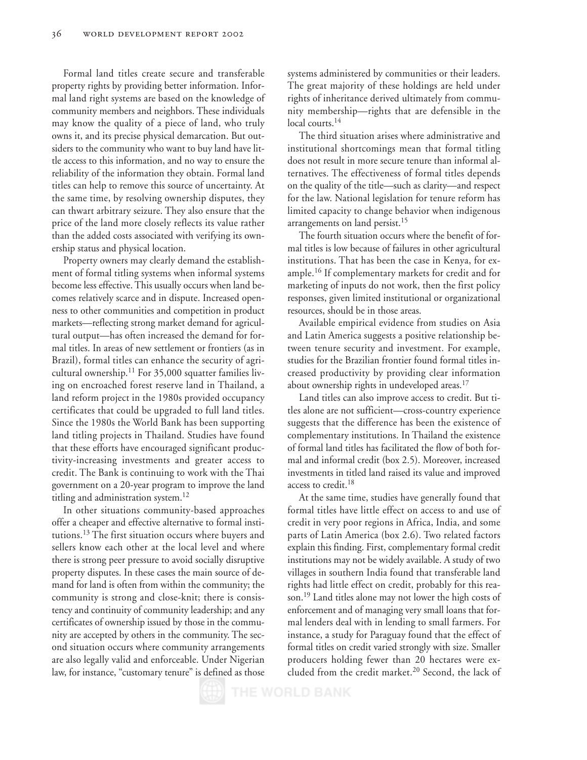Formal land titles create secure and transferable property rights by providing better information. Informal land right systems are based on the knowledge of community members and neighbors. These individuals may know the quality of a piece of land, who truly owns it, and its precise physical demarcation. But outsiders to the community who want to buy land have little access to this information, and no way to ensure the reliability of the information they obtain. Formal land titles can help to remove this source of uncertainty. At the same time, by resolving ownership disputes, they can thwart arbitrary seizure. They also ensure that the price of the land more closely reflects its value rather than the added costs associated with verifying its ownership status and physical location.

Property owners may clearly demand the establishment of formal titling systems when informal systems become less effective. This usually occurs when land becomes relatively scarce and in dispute. Increased openness to other communities and competition in product markets—reflecting strong market demand for agricultural output—has often increased the demand for formal titles. In areas of new settlement or frontiers (as in Brazil), formal titles can enhance the security of agricultural ownership.[11] For 35,000 squatter families living on encroached forest reserve land in Thailand, a land reform project in the 1980s provided occupancy certificates that could be upgraded to full land titles. Since the 1980s the World Bank has been supporting land titling projects in Thailand. Studies have found that these efforts have encouraged significant productivity-increasing investments and greater access to credit. The Bank is continuing to work with the Thai government on a 20-year program to improve the land titling and administration system.[12]

In other situations community-based approaches offer a cheaper and effective alternative to formal institutions.[13] The first situation occurs where buyers and sellers know each other at the local level and where there is strong peer pressure to avoid socially disruptive property disputes. In these cases the main source of demand for land is often from within the community; the community is strong and close-knit; there is consistency and continuity of community leadership; and any certificates of ownership issued by those in the community are accepted by others in the community. The second situation occurs where community arrangements are also legally valid and enforceable. Under Nigerian law, for instance, "customary tenure" is defined as those systems administered by communities or their leaders. The great majority of these holdings are held under rights of inheritance derived ultimately from community membership—rights that are defensible in the local courts.[14]

The third situation arises where administrative and institutional shortcomings mean that formal titling does not result in more secure tenure than informal alternatives. The effectiveness of formal titles depends on the quality of the title—such as clarity—and respect for the law. National legislation for tenure reform has limited capacity to change behavior when indigenous arrangements on land persist.[15]

The fourth situation occurs where the benefit of formal titles is low because of failures in other agricultural institutions. That has been the case in Kenya, for example.[16] If complementary markets for credit and for marketing of inputs do not work, then the first policy responses, given limited institutional or organizational resources, should be in those areas.

Available empirical evidence from studies on Asia and Latin America suggests a positive relationship between tenure security and investment. For example, studies for the Brazilian frontier found formal titles increased productivity by providing clear information about ownership rights in undeveloped areas.[17]

Land titles can also improve access to credit. But titles alone are not sufficient—cross-country experience suggests that the difference has been the existence of complementary institutions. In Thailand the existence of formal land titles has facilitated the flow of both formal and informal credit (box 2.5). Moreover, increased investments in titled land raised its value and improved access to credit.[18]

At the same time, studies have generally found that formal titles have little effect on access to and use of credit in very poor regions in Africa, India, and some parts of Latin America (box 2.6). Two related factors explain this finding. First, complementary formal credit institutions may not be widely available. A study of two villages in southern India found that transferable land rights had little effect on credit, probably for this reason.[19] Land titles alone may not lower the high costs of enforcement and of managing very small loans that formal lenders deal with in lending to small farmers. For instance, a study for Paraguay found that the effect of formal titles on credit varied strongly with size. Smaller producers holding fewer than 20 hectares were excluded from the credit market.[20] Second, the lack of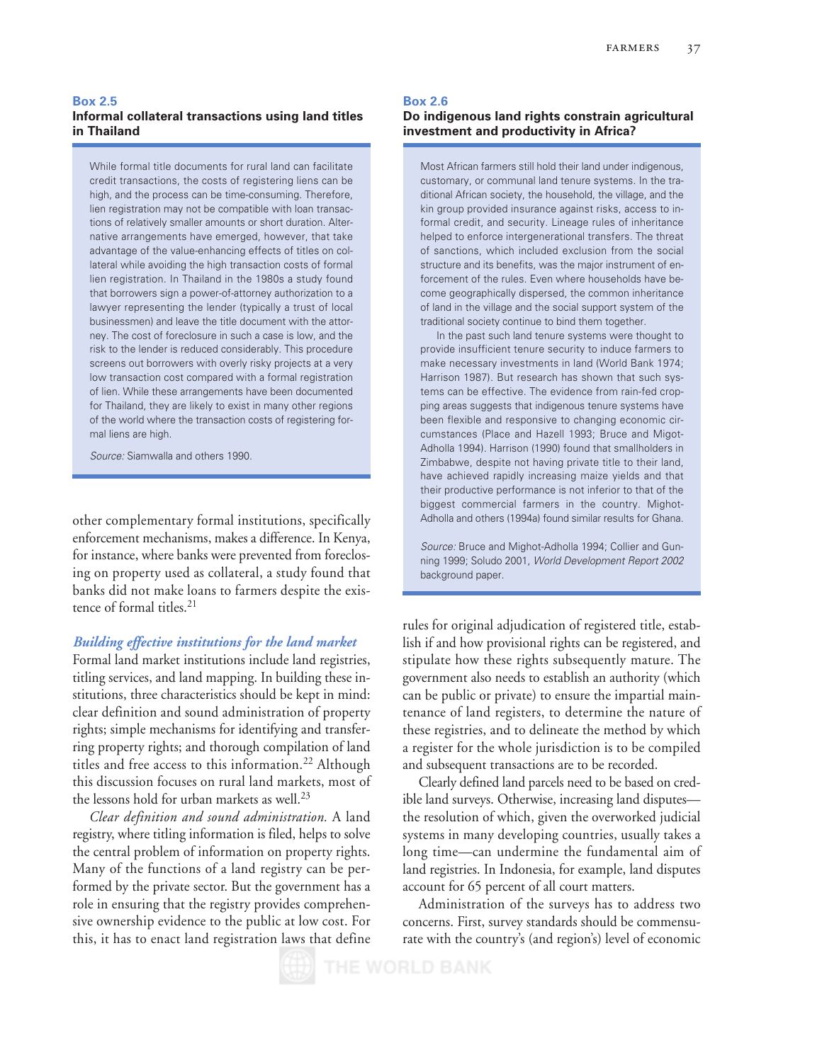### Box 2.5

**Informal collateral transactions using land titles in Thailand**

While formal title documents for rural land can facilitate credit transactions, the costs of registering liens can be high, and the process can be time-consuming. Therefore, lien registration may not be compatible with loan transactions of relatively smaller amounts or short duration. Alternative arrangements have emerged, however, that take advantage of the value-enhancing effects of titles on collateral while avoiding the high transaction costs of formal lien registration. In Thailand in the 1980s a study found that borrowers sign a power-of-attorney authorization to a lawyer representing the lender (typically a trust of local businessmen) and leave the title document with the attorney. The cost of foreclosure in such a case is low, and the risk to the lender is reduced considerably. This procedure screens out borrowers with overly risky projects at a very low transaction cost compared with a formal registration of lien. While these arrangements have been documented for Thailand, they are likely to exist in many other regions of the world where the transaction costs of registering formal liens are high.

*Source:* Siamwalla and others 1990.

### Box 2.6

**Do indigenous land rights constrain agricultural investment and productivity in Africa?**

Most African farmers still hold their land under indigenous, customary, or communal land tenure systems. In the traditional African society, the household, the village, and the kin group provided insurance against risks, access to informal credit, and security. Lineage rules of inheritance helped to enforce intergenerational transfers. The threat of sanctions, which included exclusion from the social structure and its benefits, was the major instrument of enforcement of the rules. Even where households have become geographically dispersed, the common inheritance of land in the village and the social support system of the traditional society continue to bind them together.

In the past such land tenure systems were thought to provide insufficient tenure security to induce farmers to make necessary investments in land (World Bank 1974; Harrison 1987). But research has shown that such systems can be effective. The evidence from rain-fed cropping areas suggests that indigenous tenure systems have been flexible and responsive to changing economic circumstances (Place and Hazell 1993; Bruce and Migot-Adholla 1994). Harrison (1990) found that smallholders in Zimbabwe, despite not having private title to their land, have achieved rapidly increasing maize yields and that their productive performance is not inferior to that of the biggest commercial farmers in the country. Migot-Adholla and others (1994a) found similar results for Ghana.

*Source:* Bruce and Mighot-Adholla 1994; Collier and Gunning 1999; Soludo 2001, *World Development Report 2002* background paper.

other complementary formal institutions, specifically enforcement mechanisms, makes a difference. In Kenya, for instance, where banks were prevented from foreclosing on property used as collateral, a study found that banks did not make loans to farmers despite the existence of formal titles.[21]

#### *Building effective institutions for the land market*

Formal land market institutions include land registries, titling services, and land mapping. In building these institutions, three characteristics should be kept in mind: clear definition and sound administration of property rights; simple mechanisms for identifying and transferring property rights; and thorough compilation of land titles and free access to this information.[22] Although this discussion focuses on rural land markets, most of the lessons hold for urban markets as well.[23]

*Clear definition and sound administration.* A land registry, where titling information is filed, helps to solve the central problem of information on property rights. Many of the functions of a land registry can be performed by the private sector. But the government has a role in ensuring that the registry provides comprehensive ownership evidence to the public at low cost. For this, it has to enact land registration laws that define rules for original adjudication of registered title, establish if and how provisional rights can be registered, and stipulate how these rights subsequently mature. The government also needs to establish an authority (which can be public or private) to ensure the impartial maintenance of land registers, to determine the nature of these registries, and to delineate the method by which a register for the whole jurisdiction is to be compiled and subsequent transactions are to be recorded.

Clearly defined land parcels need to be based on credible land surveys. Otherwise, increasing land disputes—the resolution of which, given the overworked judicial systems in many developing countries, usually takes a long time—can undermine the fundamental aim of land registries. In Indonesia, for example, land disputes account for 65 percent of all court matters.

Administration of the surveys has to address two concerns. First, survey standards should be commensurate with the country's (and region's) level of economic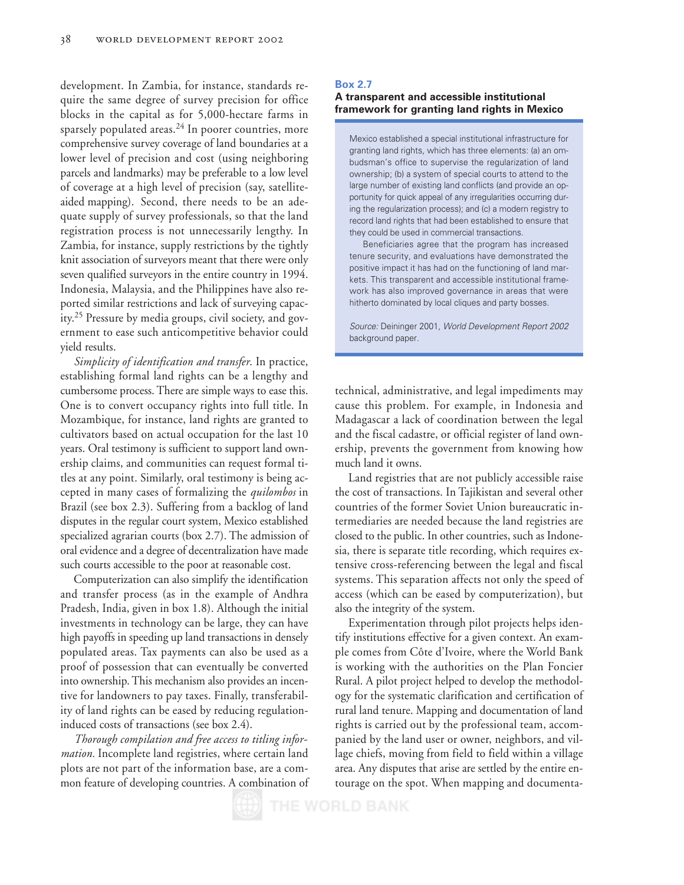development. In Zambia, for instance, standards require the same degree of survey precision for office blocks in the capital as for 5,000-hectare farms in sparsely populated areas.[24] In poorer countries, more comprehensive survey coverage of land boundaries at a lower level of precision and cost (using neighboring parcels and landmarks) may be preferable to a low level of coverage at a high level of precision (say, satellite-aided mapping). Second, there needs to be an adequate supply of survey professionals, so that the land registration process is not unnecessarily lengthy. In Zambia, for instance, supply restrictions by the tightly knit association of surveyors meant that there were only seven qualified surveyors in the entire country in 1994. Indonesia, Malaysia, and the Philippines have also reported similar restrictions and lack of surveying capacity.[25] Pressure by media groups, civil society, and government to ease such anticompetitive behavior could yield results.

*Simplicity of identification and transfer.* In practice, establishing formal land rights can be a lengthy and cumbersome process. There are simple ways to ease this. One is to convert occupancy rights into full title. In Mozambique, for instance, land rights are granted to cultivators based on actual occupation for the last 10 years. Oral testimony is sufficient to support land ownership claims, and communities can request formal titles at any point. Similarly, oral testimony is being accepted in many cases of formalizing the *quilombos* in Brazil (see box 2.3). Suffering from a backlog of land disputes in the regular court system, Mexico established specialized agrarian courts (box 2.7). The admission of oral evidence and a degree of decentralization have made such courts accessible to the poor at reasonable cost.

Computerization can also simplify the identification and transfer process (as in the example of Andhra Pradesh, India, given in box 1.8). Although the initial investments in technology can be large, they can have high payoffs in speeding up land transactions in densely populated areas. Tax payments can also be used as a proof of possession that can eventually be converted into ownership. This mechanism also provides an incentive for landowners to pay taxes. Finally, transferability of land rights can be eased by reducing regulation-induced costs of transactions (see box 2.4).

*Thorough compilation and free access to titling information.* Incomplete land registries, where certain land plots are not part of the information base, are a common feature of developing countries. A combination of technical, administrative, and legal impediments may cause this problem. For example, in Indonesia and Madagascar a lack of coordination between the legal and the fiscal cadastre, or official register of land ownership, prevents the government from knowing how much land it owns.

Land registries that are not publicly accessible raise the cost of transactions. In Tajikistan and several other countries of the former Soviet Union bureaucratic intermediaries are needed because the land registries are closed to the public. In other countries, such as Indonesia, there is separate title recording, which requires extensive cross-referencing between the legal and fiscal systems. This separation affects not only the speed of access (which can be eased by computerization), but also the integrity of the system.

Experimentation through pilot projects helps identify institutions effective for a given context. An example comes from Côte d'Ivoire, where the World Bank is working with the authorities on the Plan Foncier Rural. A pilot project helped to develop the methodology for the systematic clarification and certification of rural land tenure. Mapping and documentation of land rights is carried out by the professional team, accompanied by the land user or owner, neighbors, and village chiefs, moving from field to field within a village area. Any disputes that arise are settled by the entire entourage on the spot. When mapping and documenta-

**Box 2.7**
**A transparent and accessible institutional framework for granting land rights in Mexico**

Mexico established a special institutional infrastructure for granting land rights, which has three elements: (a) an ombudsman's office to supervise the regularization of land ownership; (b) a system of special courts to attend to the large number of existing land conflicts (and provide an opportunity for quick appeal of any irregularities occurring during the regularization process); and (c) a modern registry to record land rights that had been established to ensure that they could be used in commercial transactions.

Beneficiaries agree that the program has increased tenure security, and evaluations have demonstrated the positive impact it has had on the functioning of land markets. This transparent and accessible institutional framework has also improved governance in areas that were hitherto dominated by local cliques and party bosses.

*Source:* Deininger 2001, *World Development Report 2002* background paper.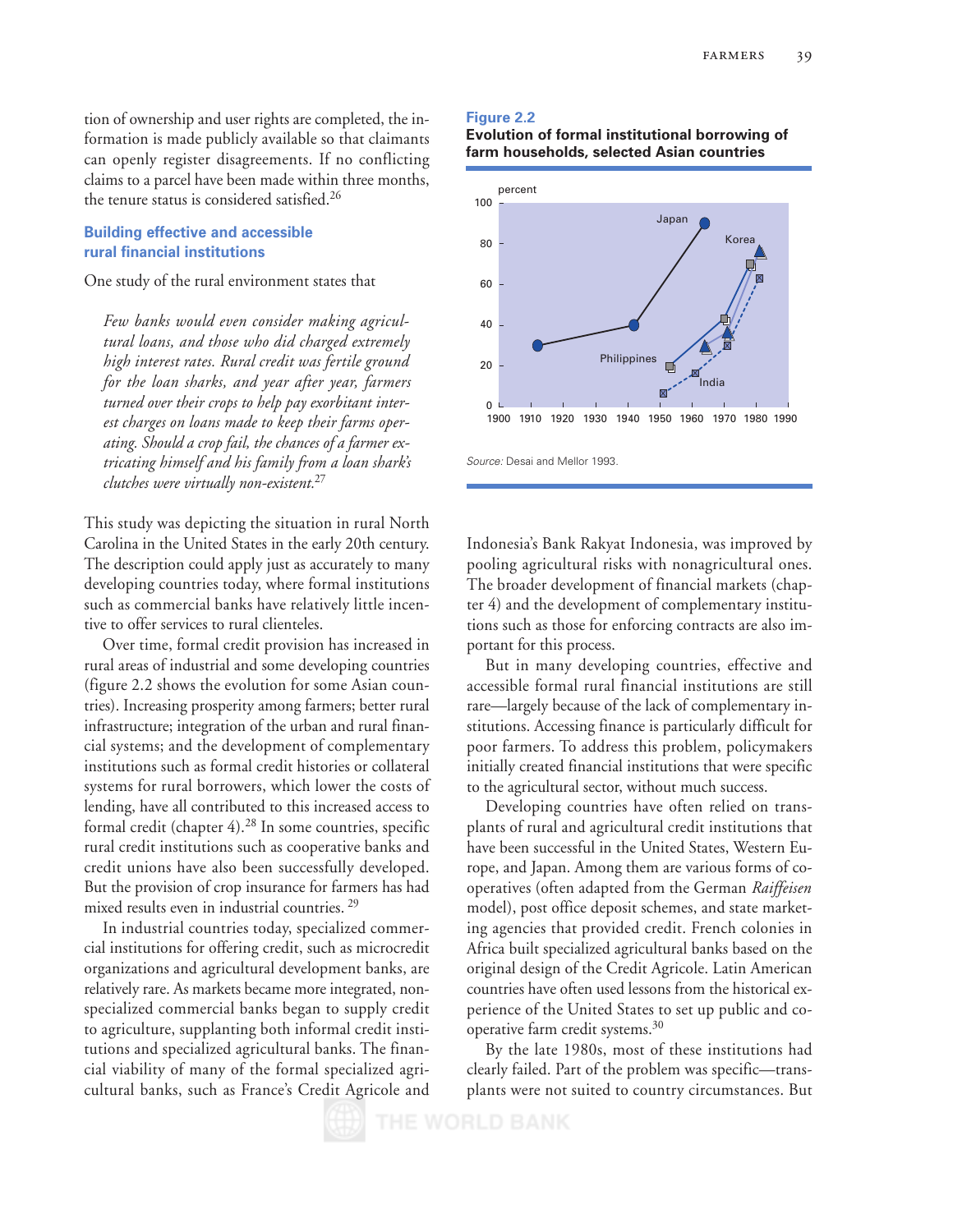tion of ownership and user rights are completed, the information is made publicly available so that claimants can openly register disagreements. If no conflicting claims to a parcel have been made within three months, the tenure status is considered satisfied.[26]

### Building effective and accessible rural financial institutions

One study of the rural environment states that

> *Few banks would even consider making agricultural loans, and those who did charged extremely high interest rates. Rural credit was fertile ground for the loan sharks, and year after year, farmers turned over their crops to help pay exorbitant interest charges on loans made to keep their farms operating. Should a crop fail, the chances of a farmer extricating himself and his family from a loan shark's clutches were virtually non-existent.*[27]

This study was depicting the situation in rural North Carolina in the United States in the early 20th century. The description could apply just as accurately to many developing countries today, where formal institutions such as commercial banks have relatively little incentive to offer services to rural clienteles.

Over time, formal credit provision has increased in rural areas of industrial and some developing countries (figure 2.2 shows the evolution for some Asian countries). Increasing prosperity among farmers; better rural infrastructure; integration of the urban and rural financial systems; and the development of complementary institutions such as formal credit histories or collateral systems for rural borrowers, which lower the costs of lending, have all contributed to this increased access to formal credit (chapter 4).[28] In some countries, specific rural credit institutions such as cooperative banks and credit unions have also been successfully developed. But the provision of crop insurance for farmers has had mixed results even in industrial countries.[29]

In industrial countries today, specialized commercial institutions for offering credit, such as microcredit organizations and agricultural development banks, are relatively rare. As markets became more integrated, nonspecialized commercial banks began to supply credit to agriculture, supplanting both informal credit institutions and specialized agricultural banks. The financial viability of many of the formal specialized agricultural banks, such as France's Credit Agricole and

**Figure 2.2**
**Evolution of formal institutional borrowing of farm households, selected Asian countries**

*Source:* Desai and Mellor 1993.

Indonesia's Bank Rakyat Indonesia, was improved by pooling agricultural risks with nonagricultural ones. The broader development of financial markets (chapter 4) and the development of complementary institutions such as those for enforcing contracts are also important for this process.

But in many developing countries, effective and accessible formal rural financial institutions are still rare—largely because of the lack of complementary institutions. Accessing finance is particularly difficult for poor farmers. To address this problem, policymakers initially created financial institutions that were specific to the agricultural sector, without much success.

Developing countries have often relied on transplants of rural and agricultural credit institutions that have been successful in the United States, Western Europe, and Japan. Among them are various forms of cooperatives (often adapted from the German *Raiffeisen* model), post office deposit schemes, and state marketing agencies that provided credit. French colonies in Africa built specialized agricultural banks based on the original design of the Credit Agricole. Latin American countries have often used lessons from the historical experience of the United States to set up public and cooperative farm credit systems.[30]

By the late 1980s, most of these institutions had clearly failed. Part of the problem was specific—transplants were not suited to country circumstances. But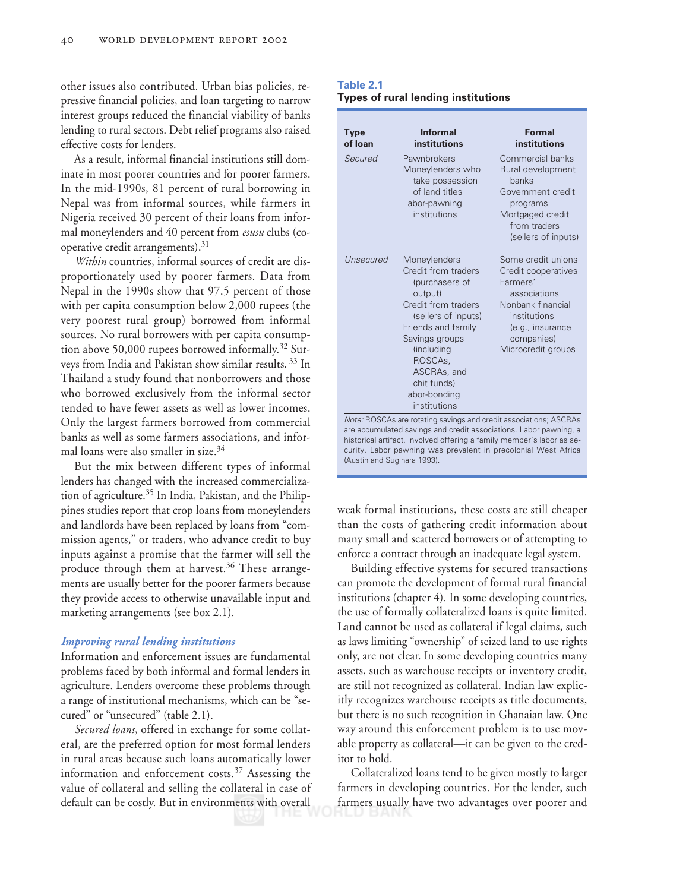other issues also contributed. Urban bias policies, repressive financial policies, and loan targeting to narrow interest groups reduced the financial viability of banks lending to rural sectors. Debt relief programs also raised effective costs for lenders.

As a result, informal financial institutions still dominate in most poorer countries and for poorer farmers. In the mid-1990s, 81 percent of rural borrowing in Nepal was from informal sources, while farmers in Nigeria received 30 percent of their loans from informal moneylenders and 40 percent from *esusu* clubs (cooperative credit arrangements).[31]

*Within* countries, informal sources of credit are disproportionately used by poorer farmers. Data from Nepal in the 1990s show that 97.5 percent of those with per capita consumption below 2,000 rupees (the very poorest rural group) borrowed from informal sources. No rural borrowers with per capita consumption above 50,000 rupees borrowed informally.[32] Surveys from India and Pakistan show similar results.[33] In Thailand a study found that nonborrowers and those who borrowed exclusively from the informal sector tended to have fewer assets as well as lower incomes. Only the largest farmers borrowed from commercial banks as well as some farmers associations, and informal loans were also smaller in size.[34]

But the mix between different types of informal lenders has changed with the increased commercialization of agriculture.[35] In India, Pakistan, and the Philippines studies report that crop loans from moneylenders and landlords have been replaced by loans from "commission agents," or traders, who advance credit to buy inputs against a promise that the farmer will sell the produce through them at harvest.[36] These arrangements are usually better for the poorer farmers because they provide access to otherwise unavailable input and marketing arrangements (see box 2.1).

### *Improving rural lending institutions*

Information and enforcement issues are fundamental problems faced by both informal and formal lenders in agriculture. Lenders overcome these problems through a range of institutional mechanisms, which can be "secured" or "unsecured" (table 2.1).

*Secured loans*, offered in exchange for some collateral, are the preferred option for most formal lenders in rural areas because such loans automatically lower information and enforcement costs.[37] Assessing the value of collateral and selling the collateral in case of default can be costly. But in environments with overall weak formal institutions, these costs are still cheaper than the costs of gathering credit information about many small and scattered borrowers or of attempting to enforce a contract through an inadequate legal system.

**Table 2.1**
**Types of rural lending institutions**

| Type of loan | Informal institutions | Formal institutions |
|---|---|---|
| *Secured* | Pawnbrokers<br>Moneylenders who take possession of land titles<br>Labor-pawning institutions | Commercial banks<br>Rural development banks<br>Government credit programs<br>Mortgaged credit from traders (sellers of inputs) |
| *Unsecured* | Moneylenders<br>Credit from traders (purchasers of output)<br>Credit from traders (sellers of inputs)<br>Friends and family<br>Savings groups (including ROSCAs, ASCRAs, and chit funds)<br>Labor-bonding institutions | Some credit unions<br>Credit cooperatives<br>Farmers' associations<br>Nonbank financial institutions (e.g., insurance companies)<br>Microcredit groups |

*Note:* ROSCAs are rotating savings and credit associations; ASCRAs are accumulated savings and credit associations. Labor pawning, a historical artifact, involved offering a family member's labor as security. Labor pawning was prevalent in precolonial West Africa (Austin and Sugihara 1993).

Building effective systems for secured transactions can promote the development of formal rural financial institutions (chapter 4). In some developing countries, the use of formally collateralized loans is quite limited. Land cannot be used as collateral if legal claims, such as laws limiting "ownership" of seized land to use rights only, are not clear. In some developing countries many assets, such as warehouse receipts or inventory credit, are still not recognized as collateral. Indian law explicitly recognizes warehouse receipts as title documents, but there is no such recognition in Ghanaian law. One way around this enforcement problem is to use movable property as collateral—it can be given to the creditor to hold.

Collateralized loans tend to be given mostly to larger farmers in developing countries. For the lender, such farmers usually have two advantages over poorer and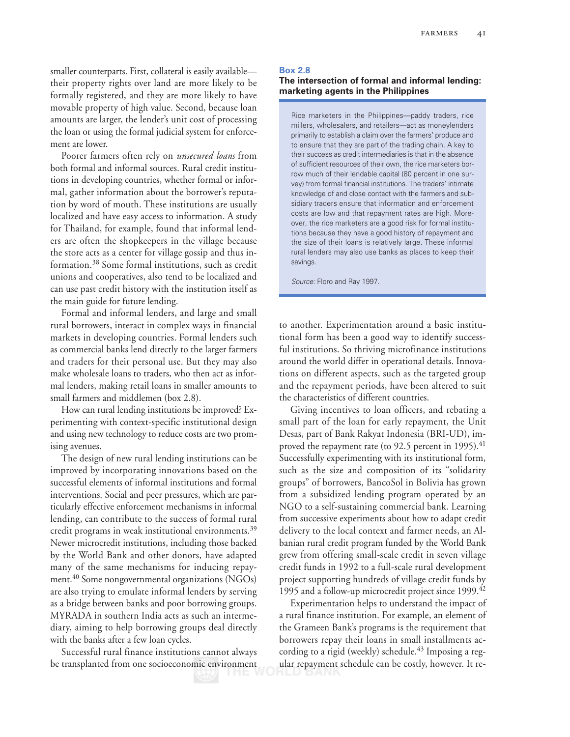smaller counterparts. First, collateral is easily available—their property rights over land are more likely to be formally registered, and they are more likely to have movable property of high value. Second, because loan amounts are larger, the lender's unit cost of processing the loan or using the formal judicial system for enforcement are lower.

Poorer farmers often rely on *unsecured loans* from both formal and informal sources. Rural credit institutions in developing countries, whether formal or informal, gather information about the borrower's reputation by word of mouth. These institutions are usually localized and have easy access to information. A study for Thailand, for example, found that informal lenders are often the shopkeepers in the village because the store acts as a center for village gossip and thus information.[38] Some formal institutions, such as credit unions and cooperatives, also tend to be localized and can use past credit history with the institution itself as the main guide for future lending.

Formal and informal lenders, and large and small rural borrowers, interact in complex ways in financial markets in developing countries. Formal lenders such as commercial banks lend directly to the larger farmers and traders for their personal use. But they may also make wholesale loans to traders, who then act as informal lenders, making retail loans in smaller amounts to small farmers and middlemen (box 2.8).

**Box 2.8**

**The intersection of formal and informal lending: marketing agents in the Philippines**

Rice marketers in the Philippines—paddy traders, rice millers, wholesalers, and retailers—act as moneylenders primarily to establish a claim over the farmers' produce and to ensure that they are part of the trading chain. A key to their success as credit intermediaries is that in the absence of sufficient resources of their own, the rice marketers borrow much of their lendable capital (80 percent in one survey) from formal financial institutions. The traders' intimate knowledge of and close contact with the farmers and subsidiary traders ensure that information and enforcement costs are low and that repayment rates are high. Moreover, the rice marketers are a good risk for formal institutions because they have a good history of repayment and the size of their loans is relatively large. These informal rural lenders may also use banks as places to keep their savings.

*Source:* Floro and Ray 1997.

How can rural lending institutions be improved? Experimenting with context-specific institutional design and using new technology to reduce costs are two promising avenues.

The design of new rural lending institutions can be improved by incorporating innovations based on the successful elements of informal institutions and formal interventions. Social and peer pressures, which are particularly effective enforcement mechanisms in informal lending, can contribute to the success of formal rural credit programs in weak institutional environments.[39] Newer microcredit institutions, including those backed by the World Bank and other donors, have adapted many of the same mechanisms for inducing repayment.[40] Some nongovernmental organizations (NGOs) are also trying to emulate informal lenders by serving as a bridge between banks and poor borrowing groups. MYRADA in southern India acts as such an intermediary, aiming to help borrowing groups deal directly with the banks after a few loan cycles.

Successful rural finance institutions cannot always be transplanted from one socioeconomic environment to another. Experimentation around a basic institutional form has been a good way to identify successful institutions. So thriving microfinance institutions around the world differ in operational details. Innovations on different aspects, such as the targeted group and the repayment periods, have been altered to suit the characteristics of different countries.

Giving incentives to loan officers, and rebating a small part of the loan for early repayment, the Unit Desas, part of Bank Rakyat Indonesia (BRI-UD), improved the repayment rate (to 92.5 percent in 1995).[41] Successfully experimenting with its institutional form, such as the size and composition of its "solidarity groups" of borrowers, BancoSol in Bolivia has grown from a subsidized lending program operated by an NGO to a self-sustaining commercial bank. Learning from successive experiments about how to adapt credit delivery to the local context and farmer needs, an Albanian rural credit program funded by the World Bank grew from offering small-scale credit in seven village credit funds in 1992 to a full-scale rural development project supporting hundreds of village credit funds by 1995 and a follow-up microcredit project since 1999.[42]

Experimentation helps to understand the impact of a rural finance institution. For example, an element of the Grameen Bank's programs is the requirement that borrowers repay their loans in small installments according to a rigid (weekly) schedule.[43] Imposing a regular repayment schedule can be costly, however. It re-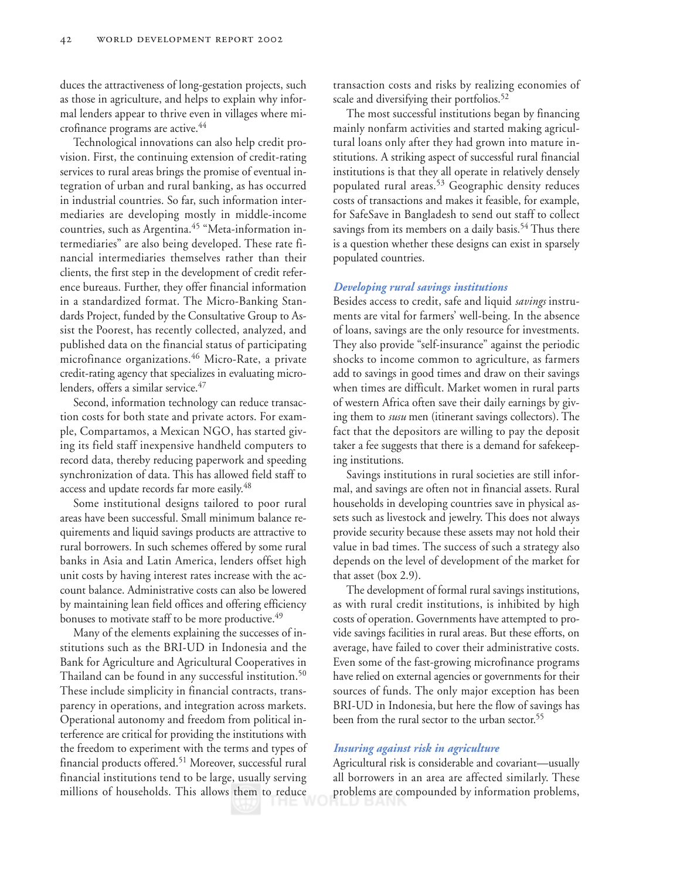duces the attractiveness of long-gestation projects, such as those in agriculture, and helps to explain why informal lenders appear to thrive even in villages where microfinance programs are active.[44]

Technological innovations can also help credit provision. First, the continuing extension of credit-rating services to rural areas brings the promise of eventual integration of urban and rural banking, as has occurred in industrial countries. So far, such information intermediaries are developing mostly in middle-income countries, such as Argentina.[45] "Meta-information intermediaries" are also being developed. These rate financial intermediaries themselves rather than their clients, the first step in the development of credit reference bureaus. Further, they offer financial information in a standardized format. The Micro-Banking Standards Project, funded by the Consultative Group to Assist the Poorest, has recently collected, analyzed, and published data on the financial status of participating microfinance organizations.[46] Micro-Rate, a private credit-rating agency that specializes in evaluating microlenders, offers a similar service.[47]

Second, information technology can reduce transaction costs for both state and private actors. For example, Compartamos, a Mexican NGO, has started giving its field staff inexpensive handheld computers to record data, thereby reducing paperwork and speeding synchronization of data. This has allowed field staff to access and update records far more easily.[48]

Some institutional designs tailored to poor rural areas have been successful. Small minimum balance requirements and liquid savings products are attractive to rural borrowers. In such schemes offered by some rural banks in Asia and Latin America, lenders offset high unit costs by having interest rates increase with the account balance. Administrative costs can also be lowered by maintaining lean field offices and offering efficiency bonuses to motivate staff to be more productive.[49]

Many of the elements explaining the successes of institutions such as the BRI-UD in Indonesia and the Bank for Agriculture and Agricultural Cooperatives in Thailand can be found in any successful institution.[50] These include simplicity in financial contracts, transparency in operations, and integration across markets. Operational autonomy and freedom from political interference are critical for providing the institutions with the freedom to experiment with the terms and types of financial products offered.[51] Moreover, successful rural financial institutions tend to be large, usually serving millions of households. This allows them to reduce transaction costs and risks by realizing economies of scale and diversifying their portfolios.[52]

The most successful institutions began by financing mainly nonfarm activities and started making agricultural loans only after they had grown into mature institutions. A striking aspect of successful rural financial institutions is that they all operate in relatively densely populated rural areas.[53] Geographic density reduces costs of transactions and makes it feasible, for example, for SafeSave in Bangladesh to send out staff to collect savings from its members on a daily basis.[54] Thus there is a question whether these designs can exist in sparsely populated countries.

### *Developing rural savings institutions*

Besides access to credit, safe and liquid *savings* instruments are vital for farmers' well-being. In the absence of loans, savings are the only resource for investments. They also provide "self-insurance" against the periodic shocks to income common to agriculture, as farmers add to savings in good times and draw on their savings when times are difficult. Market women in rural parts of western Africa often save their daily earnings by giving them to *susu* men (itinerant savings collectors). The fact that the depositors are willing to pay the deposit taker a fee suggests that there is a demand for safekeeping institutions.

Savings institutions in rural societies are still informal, and savings are often not in financial assets. Rural households in developing countries save in physical assets such as livestock and jewelry. This does not always provide security because these assets may not hold their value in bad times. The success of such a strategy also depends on the level of development of the market for that asset (box 2.9).

The development of formal rural savings institutions, as with rural credit institutions, is inhibited by high costs of operation. Governments have attempted to provide savings facilities in rural areas. But these efforts, on average, have failed to cover their administrative costs. Even some of the fast-growing microfinance programs have relied on external agencies or governments for their sources of funds. The only major exception has been BRI-UD in Indonesia, but here the flow of savings has been from the rural sector to the urban sector.[55]

### *Insuring against risk in agriculture*

Agricultural risk is considerable and covariant—usually all borrowers in an area are affected similarly. These problems are compounded by information problems,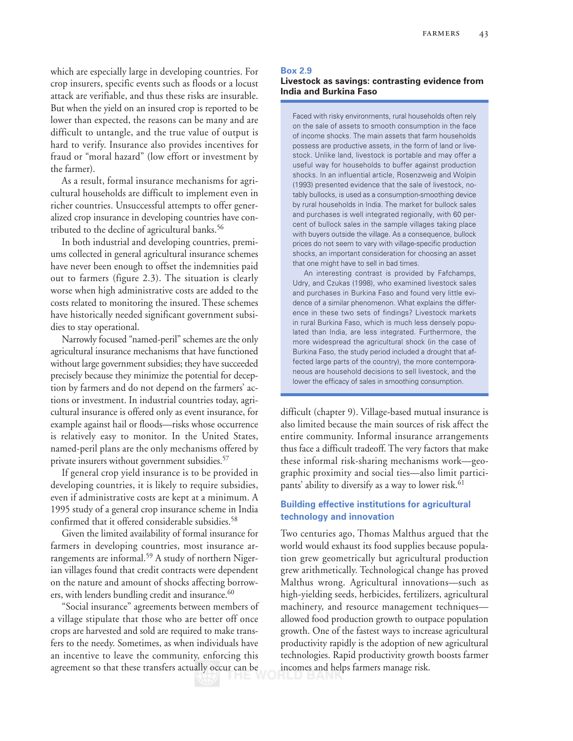which are especially large in developing countries. For crop insurers, specific events such as floods or a locust attack are verifiable, and thus these risks are insurable. But when the yield on an insured crop is reported to be lower than expected, the reasons can be many and are difficult to untangle, and the true value of output is hard to verify. Insurance also provides incentives for fraud or "moral hazard" (low effort or investment by the farmer).

As a result, formal insurance mechanisms for agricultural households are difficult to implement even in richer countries. Unsuccessful attempts to offer generalized crop insurance in developing countries have contributed to the decline of agricultural banks.[56]

In both industrial and developing countries, premiums collected in general agricultural insurance schemes have never been enough to offset the indemnities paid out to farmers (figure 2.3). The situation is clearly worse when high administrative costs are added to the costs related to monitoring the insured. These schemes have historically needed significant government subsidies to stay operational.

Narrowly focused "named-peril" schemes are the only agricultural insurance mechanisms that have functioned without large government subsidies; they have succeeded precisely because they minimize the potential for deception by farmers and do not depend on the farmers' actions or investment. In industrial countries today, agricultural insurance is offered only as event insurance, for example against hail or floods—risks whose occurrence is relatively easy to monitor. In the United States, named-peril plans are the only mechanisms offered by private insurers without government subsidies.[57]

If general crop yield insurance is to be provided in developing countries, it is likely to require subsidies, even if administrative costs are kept at a minimum. A 1995 study of a general crop insurance scheme in India confirmed that it offered considerable subsidies.[58]

Given the limited availability of formal insurance for farmers in developing countries, most insurance arrangements are informal.[59] A study of northern Nigerian villages found that credit contracts were dependent on the nature and amount of shocks affecting borrowers, with lenders bundling credit and insurance.[60]

"Social insurance" agreements between members of a village stipulate that those who are better off once crops are harvested and sold are required to make transfers to the needy. Sometimes, as when individuals have an incentive to leave the community, enforcing this agreement so that these transfers actually occur can be difficult (chapter 9). Village-based mutual insurance is also limited because the main sources of risk affect the entire community. Informal insurance arrangements thus face a difficult tradeoff. The very factors that make these informal risk-sharing mechanisms work—geographic proximity and social ties—also limit participants' ability to diversify as a way to lower risk.[61]

**Box 2.9**
**Livestock as savings: contrasting evidence from India and Burkina Faso**

Faced with risky environments, rural households often rely on the sale of assets to smooth consumption in the face of income shocks. The main assets that farm households possess are productive assets, in the form of land or livestock. Unlike land, livestock is portable and may offer a useful way for households to buffer against production shocks. In an influential article, Rosenzweig and Wolpin (1993) presented evidence that the sale of livestock, notably bullocks, is used as a consumption-smoothing device by rural households in India. The market for bullock sales and purchases is well integrated regionally, with 60 percent of bullock sales in the sample villages taking place with buyers outside the village. As a consequence, bullock prices do not seem to vary with village-specific production shocks, an important consideration for choosing an asset that one might have to sell in bad times.

An interesting contrast is provided by Fafchamps, Udry, and Czukas (1998), who examined livestock sales and purchases in Burkina Faso and found very little evidence of a similar phenomenon. What explains the difference in these two sets of findings? Livestock markets in rural Burkina Faso, which is much less densely populated than India, are less integrated. Furthermore, the more widespread the agricultural shock (in the case of Burkina Faso, the study period included a drought that affected large parts of the country), the more contemporaneous are household decisions to sell livestock, and the lower the efficacy of sales in smoothing consumption.

## Building effective institutions for agricultural technology and innovation

Two centuries ago, Thomas Malthus argued that the world would exhaust its food supplies because population grew geometrically but agricultural production grew arithmetically. Technological change has proved Malthus wrong. Agricultural innovations—such as high-yielding seeds, herbicides, fertilizers, agricultural machinery, and resource management techniques—allowed food production growth to outpace population growth. One of the fastest ways to increase agricultural productivity rapidly is the adoption of new agricultural technologies. Rapid productivity growth boosts farmer incomes and helps farmers manage risk.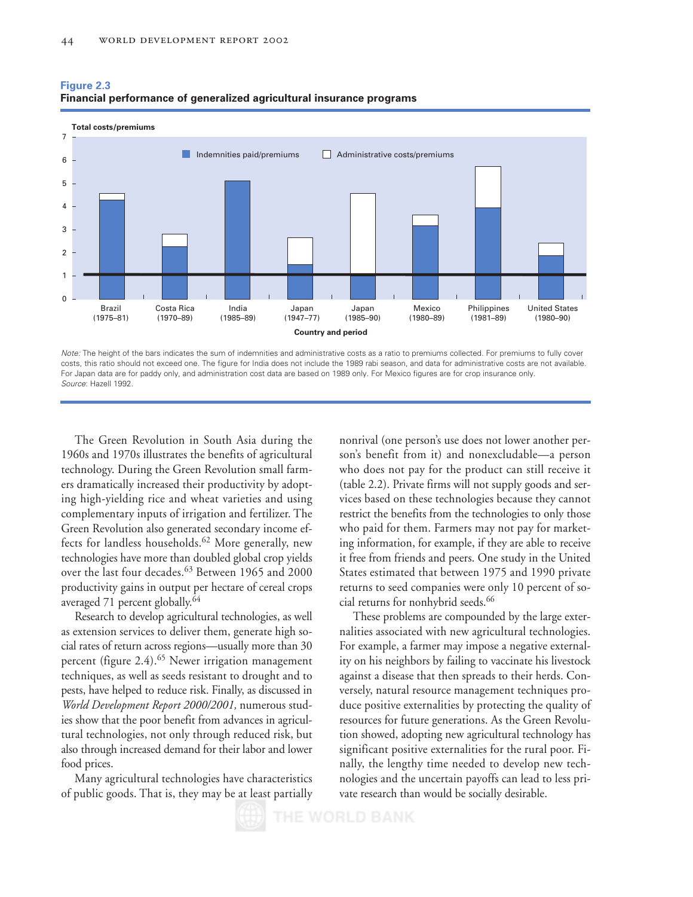**Figure 2.3**
**Financial performance of generalized agricultural insurance programs**

*Note:* The height of the bars indicates the sum of indemnities and administrative costs as a ratio to premiums collected. For premiums to fully cover costs, this ratio should not exceed one. The figure for India does not include the 1989 rabi season, and data for administrative costs are not available. For Japan data are for paddy only, and administration cost data are based on 1989 only. For Mexico figures are for crop insurance only.
*Source*: Hazell 1992.

The Green Revolution in South Asia during the 1960s and 1970s illustrates the benefits of agricultural technology. During the Green Revolution small farmers dramatically increased their productivity by adopting high-yielding rice and wheat varieties and using complementary inputs of irrigation and fertilizer. The Green Revolution also generated secondary income effects for landless households.[62] More generally, new technologies have more than doubled global crop yields over the last four decades.[63] Between 1965 and 2000 productivity gains in output per hectare of cereal crops averaged 71 percent globally.[64]

Research to develop agricultural technologies, as well as extension services to deliver them, generate high social rates of return across regions—usually more than 30 percent (figure 2.4).[65] Newer irrigation management techniques, as well as seeds resistant to drought and to pests, have helped to reduce risk. Finally, as discussed in *World Development Report 2000/2001,* numerous studies show that the poor benefit from advances in agricultural technologies, not only through reduced risk, but also through increased demand for their labor and lower food prices.

Many agricultural technologies have characteristics of public goods. That is, they may be at least partially nonrival (one person's use does not lower another person's benefit from it) and nonexcludable—a person who does not pay for the product can still receive it (table 2.2). Private firms will not supply goods and services based on these technologies because they cannot restrict the benefits from the technologies to only those who paid for them. Farmers may not pay for marketing information, for example, if they are able to receive it free from friends and peers. One study in the United States estimated that between 1975 and 1990 private returns to seed companies were only 10 percent of social returns for nonhybrid seeds.[66]

These problems are compounded by the large externalities associated with new agricultural technologies. For example, a farmer may impose a negative externality on his neighbors by failing to vaccinate his livestock against a disease that then spreads to their herds. Conversely, natural resource management techniques produce positive externalities by protecting the quality of resources for future generations. As the Green Revolution showed, adopting new agricultural technology has significant positive externalities for the rural poor. Finally, the lengthy time needed to develop new technologies and the uncertain payoffs can lead to less private research than would be socially desirable.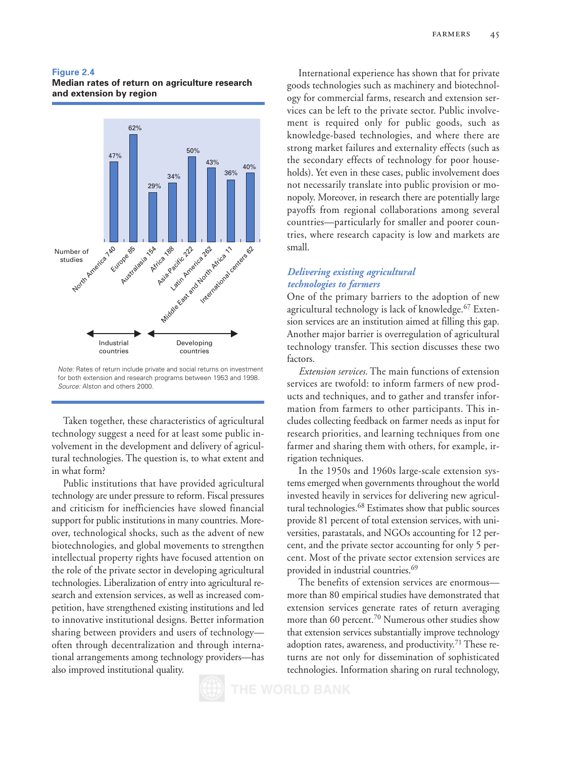**Figure 2.4**
**Median rates of return on agriculture research and extension by region**

47%
62%
29%
34%
50%
43%
36%
40%

Number of studies

North America 740
Europe 85
Australasia 154
Africa 188
Asia-Pacific 222
Latin America 262
Middle East and North Africa 11
International centers 62

Industrial countries
Developing countries

*Note:* Rates of return include private and social returns on investment for both extension and research programs between 1953 and 1998.
*Source:* Alston and others 2000.

Taken together, these characteristics of agricultural technology suggest a need for at least some public involvement in the development and delivery of agricultural technologies. The question is, to what extent and in what form?

Public institutions that have provided agricultural technology are under pressure to reform. Fiscal pressures and criticism for inefficiencies have slowed financial support for public institutions in many countries. Moreover, technological shocks, such as the advent of new biotechnologies, and global movements to strengthen intellectual property rights have focused attention on the role of the private sector in developing agricultural technologies. Liberalization of entry into agricultural research and extension services, as well as increased competition, have strengthened existing institutions and led to innovative institutional designs. Better information sharing between providers and users of technology—often through decentralization and through international arrangements among technology providers—has also improved institutional quality.

International experience has shown that for private goods technologies such as machinery and biotechnology for commercial farms, research and extension services can be left to the private sector. Public involvement is required only for public goods, such as knowledge-based technologies, and where there are strong market failures and externality effects (such as the secondary effects of technology for poor households). Yet even in these cases, public involvement does not necessarily translate into public provision or monopoly. Moreover, in research there are potentially large payoffs from regional collaborations among several countries—particularly for smaller and poorer countries, where research capacity is low and markets are small.

## *Delivering existing agricultural technologies to farmers*

One of the primary barriers to the adoption of new agricultural technology is lack of knowledge.[67] Extension services are an institution aimed at filling this gap. Another major barrier is overregulation of agricultural technology transfer. This section discusses these two factors.

*Extension services.* The main functions of extension services are twofold: to inform farmers of new products and techniques, and to gather and transfer information from farmers to other participants. This includes collecting feedback on farmer needs as input for research priorities, and learning techniques from one farmer and sharing them with others, for example, irrigation techniques.

In the 1950s and 1960s large-scale extension systems emerged when governments throughout the world invested heavily in services for delivering new agricultural technologies.[68] Estimates show that public sources provide 81 percent of total extension services, with universities, parastatals, and NGOs accounting for 12 percent, and the private sector accounting for only 5 percent. Most of the private sector extension services are provided in industrial countries.[69]

The benefits of extension services are enormous—more than 80 empirical studies have demonstrated that extension services generate rates of return averaging more than 60 percent.[70] Numerous other studies show that extension services substantially improve technology adoption rates, awareness, and productivity.[71] These returns are not only for dissemination of sophisticated technologies. Information sharing on rural technology,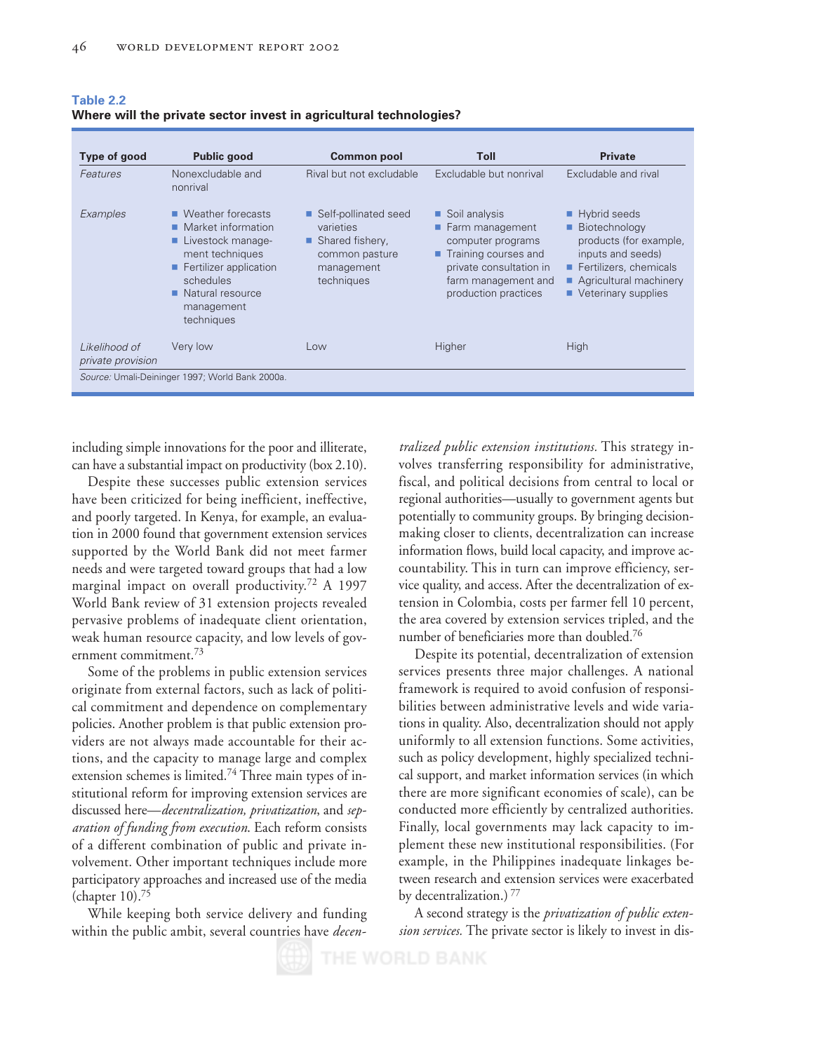**Table 2.2**
**Where will the private sector invest in agricultural technologies?**

| Type of good | Public good | Common pool | Toll | Private |
|---|---|---|---|---|
| *Features* | Nonexcludable and nonrival | Rival but not excludable | Excludable but nonrival | Excludable and rival |
| *Examples* | ■ Weather forecasts<br>■ Market information<br>■ Livestock management techniques<br>■ Fertilizer application schedules<br>■ Natural resource management techniques | ■ Self-pollinated seed varieties<br>■ Shared fishery, common pasture management techniques | ■ Soil analysis<br>■ Farm management computer programs<br>■ Training courses and private consultation in farm management and production practices | ■ Hybrid seeds<br>■ Biotechnology products (for example, inputs and seeds)<br>■ Fertilizers, chemicals<br>■ Agricultural machinery<br>■ Veterinary supplies |
| *Likelihood of private provision* | Very low | Low | Higher | High |

*Source:* Umali-Deininger 1997; World Bank 2000a.

including simple innovations for the poor and illiterate, can have a substantial impact on productivity (box 2.10).

Despite these successes public extension services have been criticized for being inefficient, ineffective, and poorly targeted. In Kenya, for example, an evaluation in 2000 found that government extension services supported by the World Bank did not meet farmer needs and were targeted toward groups that had a low marginal impact on overall productivity.[72] A 1997 World Bank review of 31 extension projects revealed pervasive problems of inadequate client orientation, weak human resource capacity, and low levels of government commitment.[73]

Some of the problems in public extension services originate from external factors, such as lack of political commitment and dependence on complementary policies. Another problem is that public extension providers are not always made accountable for their actions, and the capacity to manage large and complex extension schemes is limited.[74] Three main types of institutional reform for improving extension services are discussed here—*decentralization, privatization,* and *separation of funding from execution.* Each reform consists of a different combination of public and private involvement. Other important techniques include more participatory approaches and increased use of the media (chapter 10).[75]

While keeping both service delivery and funding within the public ambit, several countries have *decentralized public extension institutions.* This strategy involves transferring responsibility for administrative, fiscal, and political decisions from central to local or regional authorities—usually to government agents but potentially to community groups. By bringing decision-making closer to clients, decentralization can increase information flows, build local capacity, and improve accountability. This in turn can improve efficiency, service quality, and access. After the decentralization of extension in Colombia, costs per farmer fell 10 percent, the area covered by extension services tripled, and the number of beneficiaries more than doubled.[76]

Despite its potential, decentralization of extension services presents three major challenges. A national framework is required to avoid confusion of responsibilities between administrative levels and wide variations in quality. Also, decentralization should not apply uniformly to all extension functions. Some activities, such as policy development, highly specialized technical support, and market information services (in which there are more significant economies of scale), can be conducted more efficiently by centralized authorities. Finally, local governments may lack capacity to implement these new institutional responsibilities. (For example, in the Philippines inadequate linkages between research and extension services were exacerbated by decentralization.)[77]

A second strategy is the *privatization of public extension services.* The private sector is likely to invest in dis-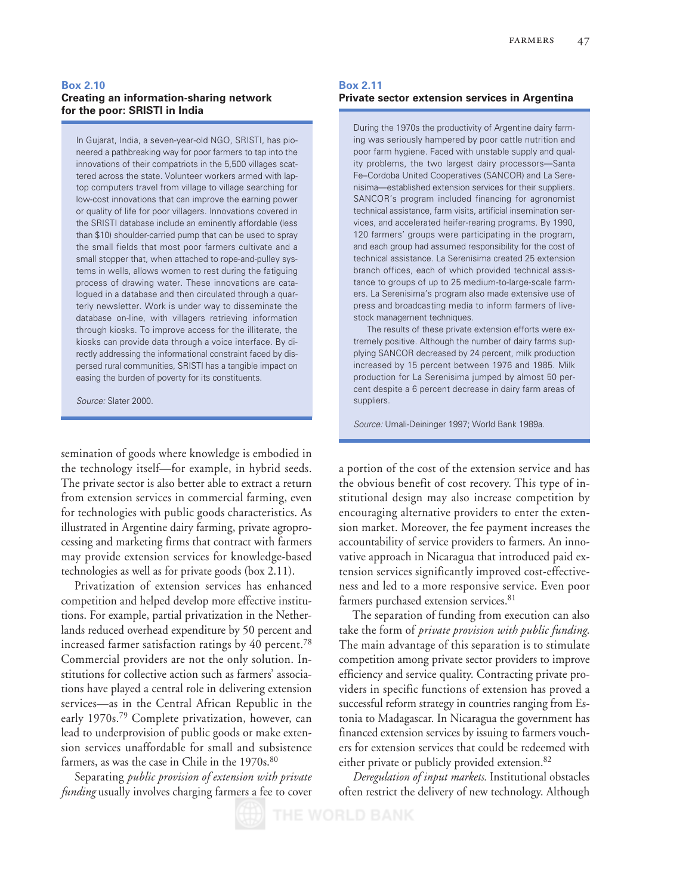### Box 2.10
### Creating an information-sharing network for the poor: SRISTI in India

In Gujarat, India, a seven-year-old NGO, SRISTI, has pioneered a pathbreaking way for poor farmers to tap into the innovations of their compatriots in the 5,500 villages scattered across the state. Volunteer workers armed with laptop computers travel from village to village searching for low-cost innovations that can improve the earning power or quality of life for poor villagers. Innovations covered in the SRISTI database include an eminently affordable (less than $10) shoulder-carried pump that can be used to spray the small fields that most poor farmers cultivate and a small stopper that, when attached to rope-and-pulley systems in wells, allows women to rest during the fatiguing process of drawing water. These innovations are catalogued in a database and then circulated through a quarterly newsletter. Work is under way to disseminate the database on-line, with villagers retrieving information through kiosks. To improve access for the illiterate, the kiosks can provide data through a voice interface. By directly addressing the informational constraint faced by dispersed rural communities, SRISTI has a tangible impact on easing the burden of poverty for its constituents.

*Source:* Slater 2000.

### Box 2.11
### Private sector extension services in Argentina

During the 1970s the productivity of Argentine dairy farming was seriously hampered by poor cattle nutrition and poor farm hygiene. Faced with unstable supply and quality problems, the two largest dairy processors—Santa Fe–Cordoba United Cooperatives (SANCOR) and La Serenisima—established extension services for their suppliers. SANCOR's program included financing for agronomist technical assistance, farm visits, artificial insemination services, and accelerated heifer-rearing programs. By 1990, 120 farmers' groups were participating in the program, and each group had assumed responsibility for the cost of technical assistance. La Serenisima created 25 extension branch offices, each of which provided technical assistance to groups of up to 25 medium-to-large-scale farmers. La Serenisima's program also made extensive use of press and broadcasting media to inform farmers of livestock management techniques.

The results of these private extension efforts were extremely positive. Although the number of dairy farms supplying SANCOR decreased by 24 percent, milk production increased by 15 percent between 1976 and 1985. Milk production for La Serenisima jumped by almost 50 percent despite a 6 percent decrease in dairy farm areas of suppliers.

*Source:* Umali-Deininger 1997; World Bank 1989a.

semination of goods where knowledge is embodied in the technology itself—for example, in hybrid seeds. The private sector is also better able to extract a return from extension services in commercial farming, even for technologies with public goods characteristics. As illustrated in Argentine dairy farming, private agroprocessing and marketing firms that contract with farmers may provide extension services for knowledge-based technologies as well as for private goods (box 2.11).

Privatization of extension services has enhanced competition and helped develop more effective institutions. For example, partial privatization in the Netherlands reduced overhead expenditure by 50 percent and increased farmer satisfaction ratings by 40 percent.[78] Commercial providers are not the only solution. Institutions for collective action such as farmers' associations have played a central role in delivering extension services—as in the Central African Republic in the early 1970s.[79] Complete privatization, however, can lead to underprovision of public goods or make extension services unaffordable for small and subsistence farmers, as was the case in Chile in the 1970s.[80]

Separating *public provision of extension with private funding* usually involves charging farmers a fee to cover a portion of the cost of the extension service and has the obvious benefit of cost recovery. This type of institutional design may also increase competition by encouraging alternative providers to enter the extension market. Moreover, the fee payment increases the accountability of service providers to farmers. An innovative approach in Nicaragua that introduced paid extension services significantly improved cost-effectiveness and led to a more responsive service. Even poor farmers purchased extension services.[81]

The separation of funding from execution can also take the form of *private provision with public funding*. The main advantage of this separation is to stimulate competition among private sector providers to improve efficiency and service quality. Contracting private providers in specific functions of extension has proved a successful reform strategy in countries ranging from Estonia to Madagascar. In Nicaragua the government has financed extension services by issuing to farmers vouchers for extension services that could be redeemed with either private or publicly provided extension.[82]

*Deregulation of input markets.* Institutional obstacles often restrict the delivery of new technology. Although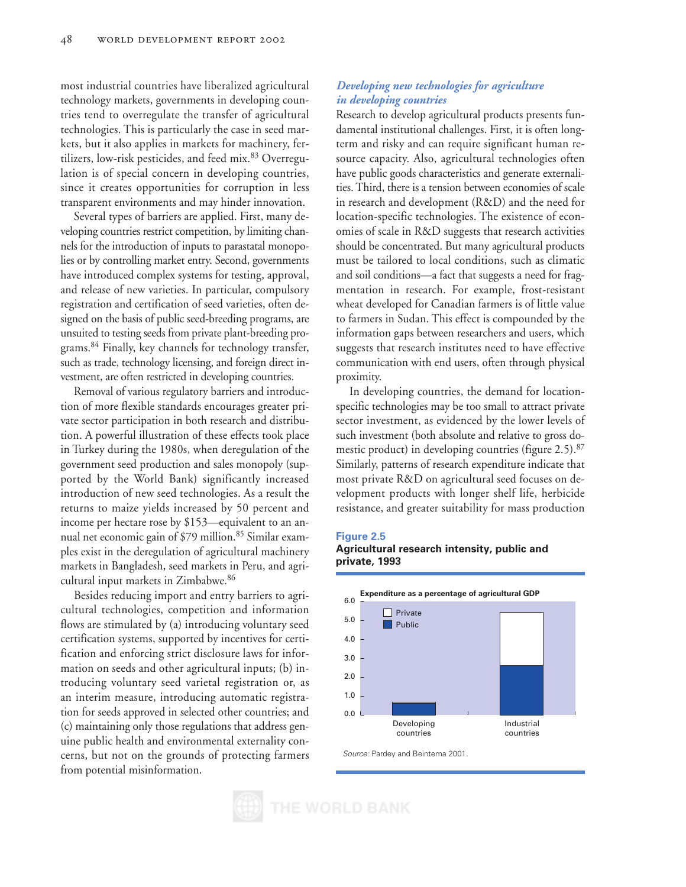most industrial countries have liberalized agricultural technology markets, governments in developing countries tend to overregulate the transfer of agricultural technologies. This is particularly the case in seed markets, but it also applies in markets for machinery, fertilizers, low-risk pesticides, and feed mix.[83] Overregulation is of special concern in developing countries, since it creates opportunities for corruption in less transparent environments and may hinder innovation.

Several types of barriers are applied. First, many developing countries restrict competition, by limiting channels for the introduction of inputs to parastatal monopolies or by controlling market entry. Second, governments have introduced complex systems for testing, approval, and release of new varieties. In particular, compulsory registration and certification of seed varieties, often designed on the basis of public seed-breeding programs, are unsuited to testing seeds from private plant-breeding programs.[84] Finally, key channels for technology transfer, such as trade, technology licensing, and foreign direct investment, are often restricted in developing countries.

Removal of various regulatory barriers and introduction of more flexible standards encourages greater private sector participation in both research and distribution. A powerful illustration of these effects took place in Turkey during the 1980s, when deregulation of the government seed production and sales monopoly (supported by the World Bank) significantly increased introduction of new seed technologies. As a result the returns to maize yields increased by 50 percent and income per hectare rose by $153—equivalent to an annual net economic gain of $79 million.[85] Similar examples exist in the deregulation of agricultural machinery markets in Bangladesh, seed markets in Peru, and agricultural input markets in Zimbabwe.[86]

Besides reducing import and entry barriers to agricultural technologies, competition and information flows are stimulated by (a) introducing voluntary seed certification systems, supported by incentives for certification and enforcing strict disclosure laws for information on seeds and other agricultural inputs; (b) introducing voluntary seed varietal registration or, as an interim measure, introducing automatic registration for seeds approved in selected other countries; and (c) maintaining only those regulations that address genuine public health and environmental externality concerns, but not on the grounds of protecting farmers from potential misinformation.

### *Developing new technologies for agriculture in developing countries*

Research to develop agricultural products presents fundamental institutional challenges. First, it is often long-term and risky and can require significant human resource capacity. Also, agricultural technologies often have public goods characteristics and generate externalities. Third, there is a tension between economies of scale in research and development (R&D) and the need for location-specific technologies. The existence of economies of scale in R&D suggests that research activities should be concentrated. But many agricultural products must be tailored to local conditions, such as climatic and soil conditions—a fact that suggests a need for fragmentation in research. For example, frost-resistant wheat developed for Canadian farmers is of little value to farmers in Sudan. This effect is compounded by the information gaps between researchers and users, which suggests that research institutes need to have effective communication with end users, often through physical proximity.

In developing countries, the demand for location-specific technologies may be too small to attract private sector investment, as evidenced by the lower levels of such investment (both absolute and relative to gross domestic product) in developing countries (figure 2.5).[87] Similarly, patterns of research expenditure indicate that most private R&D on agricultural seed focuses on development products with longer shelf life, herbicide resistance, and greater suitability for mass production

**Figure 2.5**
**Agricultural research intensity, public and private, 1993**

Expenditure as a percentage of agricultural GDP
6.0
5.0
4.0
3.0
2.0
1.0
0.0
Private
Public
Developing countries
Industrial countries

*Source:* Pardey and Beintema 2001.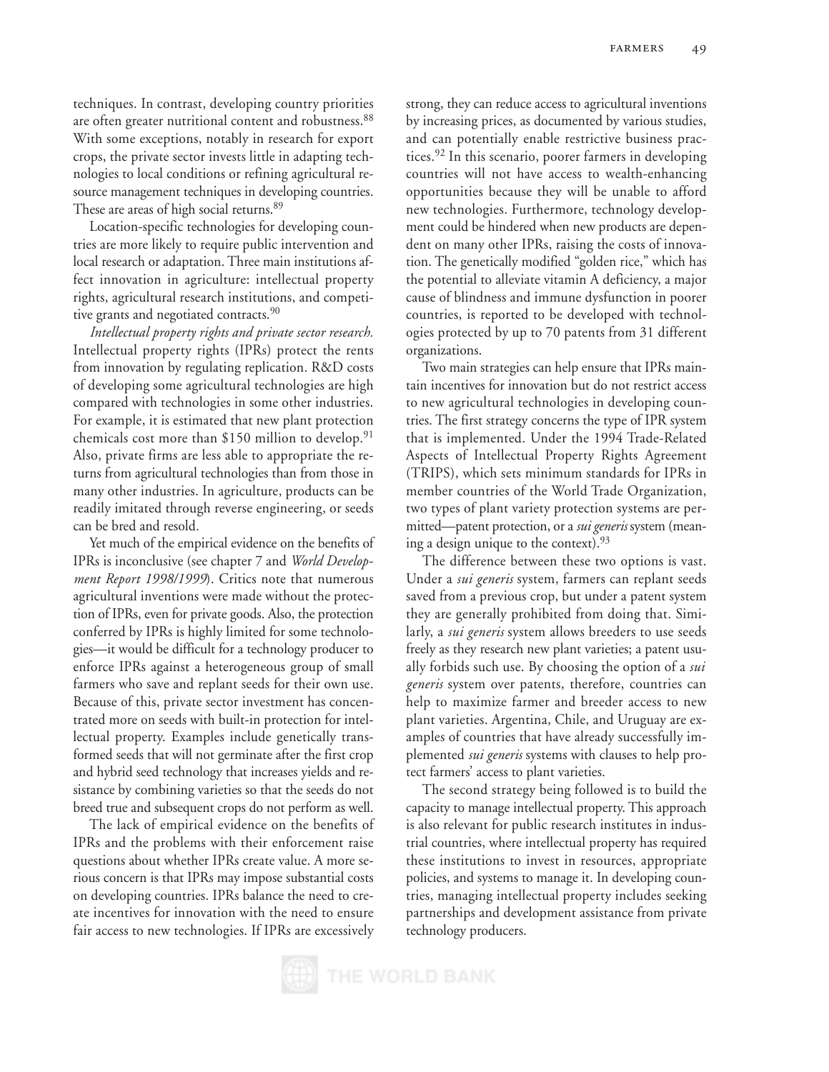techniques. In contrast, developing country priorities are often greater nutritional content and robustness.[88] With some exceptions, notably in research for export crops, the private sector invests little in adapting technologies to local conditions or refining agricultural resource management techniques in developing countries. These are areas of high social returns.[89]

Location-specific technologies for developing countries are more likely to require public intervention and local research or adaptation. Three main institutions affect innovation in agriculture: intellectual property rights, agricultural research institutions, and competitive grants and negotiated contracts.[90]

*Intellectual property rights and private sector research.* Intellectual property rights (IPRs) protect the rents from innovation by regulating replication. R&D costs of developing some agricultural technologies are high compared with technologies in some other industries. For example, it is estimated that new plant protection chemicals cost more than $150 million to develop.[91] Also, private firms are less able to appropriate the returns from agricultural technologies than from those in many other industries. In agriculture, products can be readily imitated through reverse engineering, or seeds can be bred and resold.

Yet much of the empirical evidence on the benefits of IPRs is inconclusive (see chapter 7 and *World Development Report 1998/1999*). Critics note that numerous agricultural inventions were made without the protection of IPRs, even for private goods. Also, the protection conferred by IPRs is highly limited for some technologies—it would be difficult for a technology producer to enforce IPRs against a heterogeneous group of small farmers who save and replant seeds for their own use. Because of this, private sector investment has concentrated more on seeds with built-in protection for intellectual property. Examples include genetically transformed seeds that will not germinate after the first crop and hybrid seed technology that increases yields and resistance by combining varieties so that the seeds do not breed true and subsequent crops do not perform as well.

The lack of empirical evidence on the benefits of IPRs and the problems with their enforcement raise questions about whether IPRs create value. A more serious concern is that IPRs may impose substantial costs on developing countries. IPRs balance the need to create incentives for innovation with the need to ensure fair access to new technologies. If IPRs are excessively strong, they can reduce access to agricultural inventions by increasing prices, as documented by various studies, and can potentially enable restrictive business practices.[92] In this scenario, poorer farmers in developing countries will not have access to wealth-enhancing opportunities because they will be unable to afford new technologies. Furthermore, technology development could be hindered when new products are dependent on many other IPRs, raising the costs of innovation. The genetically modified "golden rice," which has the potential to alleviate vitamin A deficiency, a major cause of blindness and immune dysfunction in poorer countries, is reported to be developed with technologies protected by up to 70 patents from 31 different organizations.

Two main strategies can help ensure that IPRs maintain incentives for innovation but do not restrict access to new agricultural technologies in developing countries. The first strategy concerns the type of IPR system that is implemented. Under the 1994 Trade-Related Aspects of Intellectual Property Rights Agreement (TRIPS), which sets minimum standards for IPRs in member countries of the World Trade Organization, two types of plant variety protection systems are permitted—patent protection, or a *sui generis* system (meaning a design unique to the context).[93]

The difference between these two options is vast. Under a *sui generis* system, farmers can replant seeds saved from a previous crop, but under a patent system they are generally prohibited from doing that. Similarly, a *sui generis* system allows breeders to use seeds freely as they research new plant varieties; a patent usually forbids such use. By choosing the option of a *sui generis* system over patents, therefore, countries can help to maximize farmer and breeder access to new plant varieties. Argentina, Chile, and Uruguay are examples of countries that have already successfully implemented *sui generis* systems with clauses to help protect farmers' access to plant varieties.

The second strategy being followed is to build the capacity to manage intellectual property. This approach is also relevant for public research institutes in industrial countries, where intellectual property has required these institutions to invest in resources, appropriate policies, and systems to manage it. In developing countries, managing intellectual property includes seeking partnerships and development assistance from private technology producers.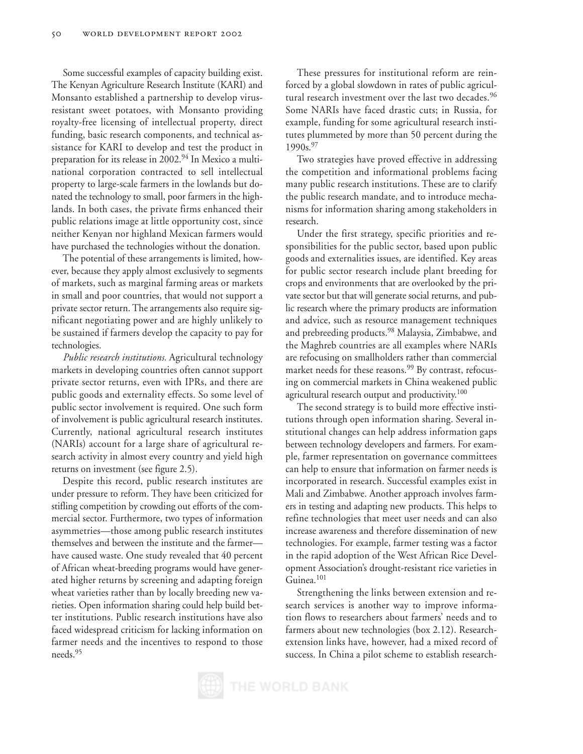Some successful examples of capacity building exist. The Kenyan Agriculture Research Institute (KARI) and Monsanto established a partnership to develop virus-resistant sweet potatoes, with Monsanto providing royalty-free licensing of intellectual property, direct funding, basic research components, and technical assistance for KARI to develop and test the product in preparation for its release in 2002.[94] In Mexico a multinational corporation contracted to sell intellectual property to large-scale farmers in the lowlands but donated the technology to small, poor farmers in the highlands. In both cases, the private firms enhanced their public relations image at little opportunity cost, since neither Kenyan nor highland Mexican farmers would have purchased the technologies without the donation.

The potential of these arrangements is limited, however, because they apply almost exclusively to segments of markets, such as marginal farming areas or markets in small and poor countries, that would not support a private sector return. The arrangements also require significant negotiating power and are highly unlikely to be sustained if farmers develop the capacity to pay for technologies.

*Public research institutions.* Agricultural technology markets in developing countries often cannot support private sector returns, even with IPRs, and there are public goods and externality effects. So some level of public sector involvement is required. One such form of involvement is public agricultural research institutes. Currently, national agricultural research institutes (NARIs) account for a large share of agricultural research activity in almost every country and yield high returns on investment (see figure 2.5).

Despite this record, public research institutes are under pressure to reform. They have been criticized for stifling competition by crowding out efforts of the commercial sector. Furthermore, two types of information asymmetries—those among public research institutes themselves and between the institute and the farmer—have caused waste. One study revealed that 40 percent of African wheat-breeding programs would have generated higher returns by screening and adapting foreign wheat varieties rather than by locally breeding new varieties. Open information sharing could help build better institutions. Public research institutions have also faced widespread criticism for lacking information on farmer needs and the incentives to respond to those needs.[95]

These pressures for institutional reform are reinforced by a global slowdown in rates of public agricultural research investment over the last two decades.[96] Some NARIs have faced drastic cuts; in Russia, for example, funding for some agricultural research institutes plummeted by more than 50 percent during the 1990s.[97]

Two strategies have proved effective in addressing the competition and informational problems facing many public research institutions. These are to clarify the public research mandate, and to introduce mechanisms for information sharing among stakeholders in research.

Under the first strategy, specific priorities and responsibilities for the public sector, based upon public goods and externalities issues, are identified. Key areas for public sector research include plant breeding for crops and environments that are overlooked by the private sector but that will generate social returns, and public research where the primary products are information and advice, such as resource management techniques and prebreeding products.[98] Malaysia, Zimbabwe, and the Maghreb countries are all examples where NARIs are refocusing on smallholders rather than commercial market needs for these reasons.[99] By contrast, refocusing on commercial markets in China weakened public agricultural research output and productivity.[100]

The second strategy is to build more effective institutions through open information sharing. Several institutional changes can help address information gaps between technology developers and farmers. For example, farmer representation on governance committees can help to ensure that information on farmer needs is incorporated in research. Successful examples exist in Mali and Zimbabwe. Another approach involves farmers in testing and adapting new products. This helps to refine technologies that meet user needs and can also increase awareness and therefore dissemination of new technologies. For example, farmer testing was a factor in the rapid adoption of the West African Rice Development Association's drought-resistant rice varieties in Guinea.[101]

Strengthening the links between extension and research services is another way to improve information flows to researchers about farmers' needs and to farmers about new technologies (box 2.12). Research-extension links have, however, had a mixed record of success. In China a pilot scheme to establish research-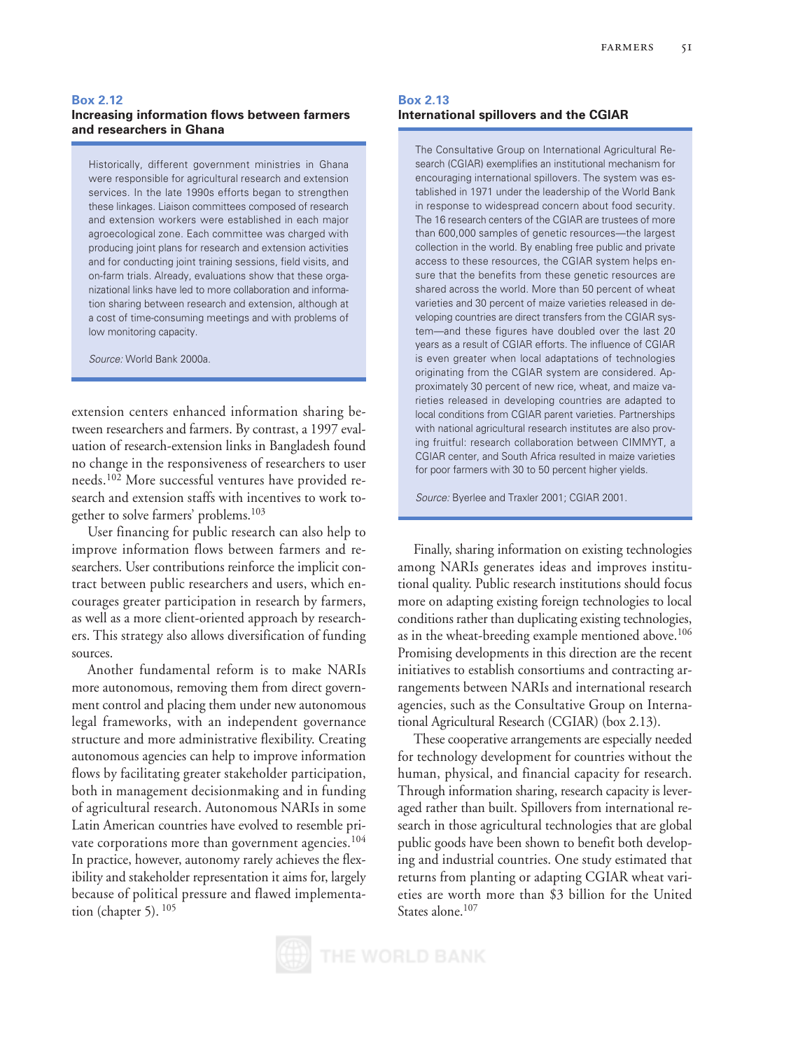### Box 2.12
**Increasing information flows between farmers and researchers in Ghana**

Historically, different government ministries in Ghana were responsible for agricultural research and extension services. In the late 1990s efforts began to strengthen these linkages. Liaison committees composed of research and extension workers were established in each major agroecological zone. Each committee was charged with producing joint plans for research and extension activities and for conducting joint training sessions, field visits, and on-farm trials. Already, evaluations show that these organizational links have led to more collaboration and information sharing between research and extension, although at a cost of time-consuming meetings and with problems of low monitoring capacity.

*Source:* World Bank 2000a.

extension centers enhanced information sharing between researchers and farmers. By contrast, a 1997 evaluation of research-extension links in Bangladesh found no change in the responsiveness of researchers to user needs.[102] More successful ventures have provided research and extension staffs with incentives to work together to solve farmers' problems.[103]

User financing for public research can also help to improve information flows between farmers and researchers. User contributions reinforce the implicit contract between public researchers and users, which encourages greater participation in research by farmers, as well as a more client-oriented approach by researchers. This strategy also allows diversification of funding sources.

Another fundamental reform is to make NARIs more autonomous, removing them from direct government control and placing them under new autonomous legal frameworks, with an independent governance structure and more administrative flexibility. Creating autonomous agencies can help to improve information flows by facilitating greater stakeholder participation, both in management decisionmaking and in funding of agricultural research. Autonomous NARIs in some Latin American countries have evolved to resemble private corporations more than government agencies.[104] In practice, however, autonomy rarely achieves the flexibility and stakeholder representation it aims for, largely because of political pressure and flawed implementation (chapter 5).[105]

### Box 2.13
**International spillovers and the CGIAR**

The Consultative Group on International Agricultural Research (CGIAR) exemplifies an institutional mechanism for encouraging international spillovers. The system was established in 1971 under the leadership of the World Bank in response to widespread concern about food security. The 16 research centers of the CGIAR are trustees of more than 600,000 samples of genetic resources—the largest collection in the world. By enabling free public and private access to these resources, the CGIAR system helps ensure that the benefits from these genetic resources are shared across the world. More than 50 percent of wheat varieties and 30 percent of maize varieties released in developing countries are direct transfers from the CGIAR system—and these figures have doubled over the last 20 years as a result of CGIAR efforts. The influence of CGIAR is even greater when local adaptations of technologies originating from the CGIAR system are considered. Approximately 30 percent of new rice, wheat, and maize varieties released in developing countries are adapted to local conditions from CGIAR parent varieties. Partnerships with national agricultural research institutes are also proving fruitful: research collaboration between CIMMYT, a CGIAR center, and South Africa resulted in maize varieties for poor farmers with 30 to 50 percent higher yields.

*Source:* Byerlee and Traxler 2001; CGIAR 2001.

Finally, sharing information on existing technologies among NARIs generates ideas and improves institutional quality. Public research institutions should focus more on adapting existing foreign technologies to local conditions rather than duplicating existing technologies, as in the wheat-breeding example mentioned above.[106] Promising developments in this direction are the recent initiatives to establish consortiums and contracting arrangements between NARIs and international research agencies, such as the Consultative Group on International Agricultural Research (CGIAR) (box 2.13).

These cooperative arrangements are especially needed for technology development for countries without the human, physical, and financial capacity for research. Through information sharing, research capacity is leveraged rather than built. Spillovers from international research in those agricultural technologies that are global public goods have been shown to benefit both developing and industrial countries. One study estimated that returns from planting or adapting CGIAR wheat varieties are worth more than $3 billion for the United States alone.[107]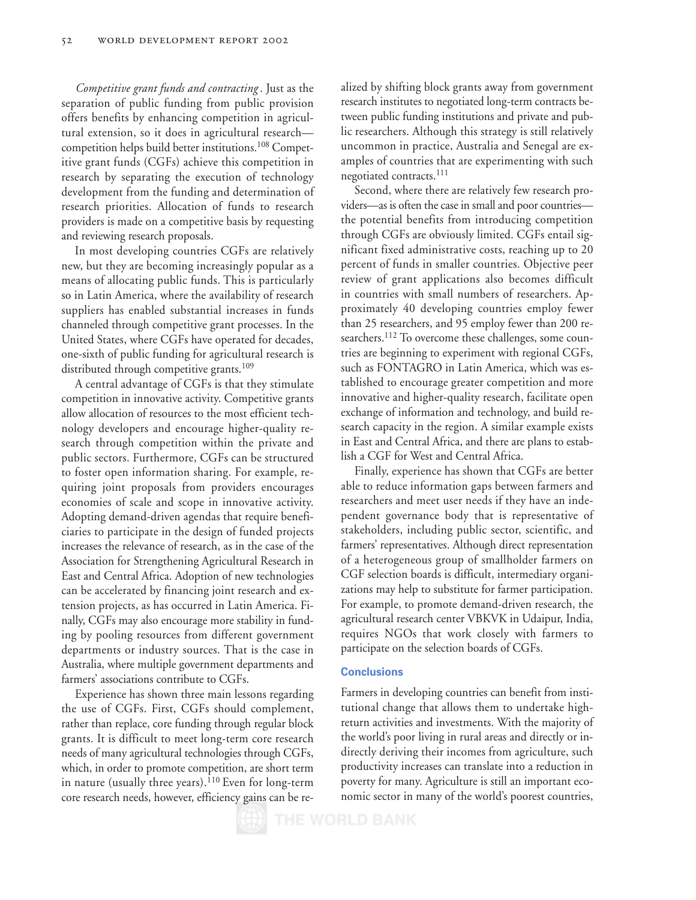*Competitive grant funds and contracting*. Just as the separation of public funding from public provision offers benefits by enhancing competition in agricultural extension, so it does in agricultural research—competition helps build better institutions.[108] Competitive grant funds (CGFs) achieve this competition in research by separating the execution of technology development from the funding and determination of research priorities. Allocation of funds to research providers is made on a competitive basis by requesting and reviewing research proposals.

In most developing countries CGFs are relatively new, but they are becoming increasingly popular as a means of allocating public funds. This is particularly so in Latin America, where the availability of research suppliers has enabled substantial increases in funds channeled through competitive grant processes. In the United States, where CGFs have operated for decades, one-sixth of public funding for agricultural research is distributed through competitive grants.[109]

A central advantage of CGFs is that they stimulate competition in innovative activity. Competitive grants allow allocation of resources to the most efficient technology developers and encourage higher-quality research through competition within the private and public sectors. Furthermore, CGFs can be structured to foster open information sharing. For example, requiring joint proposals from providers encourages economies of scale and scope in innovative activity. Adopting demand-driven agendas that require beneficiaries to participate in the design of funded projects increases the relevance of research, as in the case of the Association for Strengthening Agricultural Research in East and Central Africa. Adoption of new technologies can be accelerated by financing joint research and extension projects, as has occurred in Latin America. Finally, CGFs may also encourage more stability in funding by pooling resources from different government departments or industry sources. That is the case in Australia, where multiple government departments and farmers' associations contribute to CGFs.

Experience has shown three main lessons regarding the use of CGFs. First, CGFs should complement, rather than replace, core funding through regular block grants. It is difficult to meet long-term core research needs of many agricultural technologies through CGFs, which, in order to promote competition, are short term in nature (usually three years).[110] Even for long-term core research needs, however, efficiency gains can be realized by shifting block grants away from government research institutes to negotiated long-term contracts between public funding institutions and private and public researchers. Although this strategy is still relatively uncommon in practice, Australia and Senegal are examples of countries that are experimenting with such negotiated contracts.[111]

Second, where there are relatively few research providers—as is often the case in small and poor countries—the potential benefits from introducing competition through CGFs are obviously limited. CGFs entail significant fixed administrative costs, reaching up to 20 percent of funds in smaller countries. Objective peer review of grant applications also becomes difficult in countries with small numbers of researchers. Approximately 40 developing countries employ fewer than 25 researchers, and 95 employ fewer than 200 researchers.[112] To overcome these challenges, some countries are beginning to experiment with regional CGFs, such as FONTAGRO in Latin America, which was established to encourage greater competition and more innovative and higher-quality research, facilitate open exchange of information and technology, and build research capacity in the region. A similar example exists in East and Central Africa, and there are plans to establish a CGF for West and Central Africa.

Finally, experience has shown that CGFs are better able to reduce information gaps between farmers and researchers and meet user needs if they have an independent governance body that is representative of stakeholders, including public sector, scientific, and farmers' representatives. Although direct representation of a heterogeneous group of smallholder farmers on CGF selection boards is difficult, intermediary organizations may help to substitute for farmer participation. For example, to promote demand-driven research, the agricultural research center VBKVK in Udaipur, India, requires NGOs that work closely with farmers to participate on the selection boards of CGFs.

## Conclusions

Farmers in developing countries can benefit from institutional change that allows them to undertake high-return activities and investments. With the majority of the world's poor living in rural areas and directly or indirectly deriving their incomes from agriculture, such productivity increases can translate into a reduction in poverty for many. Agriculture is still an important economic sector in many of the world's poorest countries,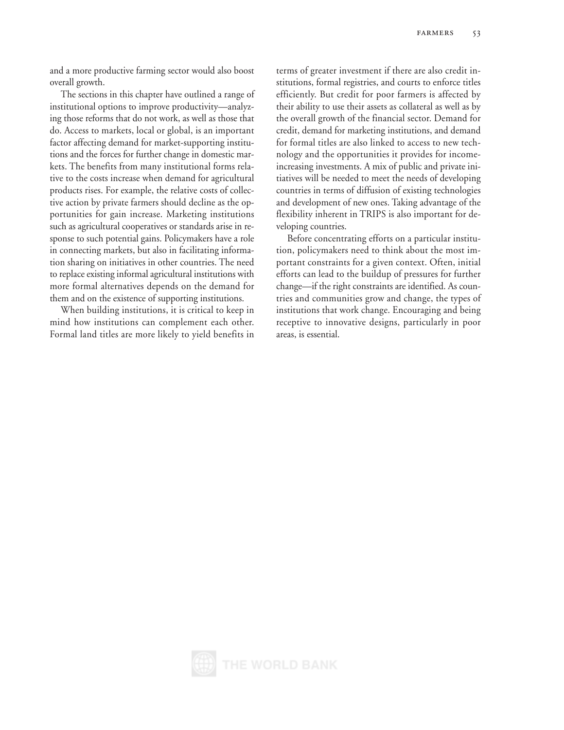and a more productive farming sector would also boost overall growth.

The sections in this chapter have outlined a range of institutional options to improve productivity—analyzing those reforms that do not work, as well as those that do. Access to markets, local or global, is an important factor affecting demand for market-supporting institutions and the forces for further change in domestic markets. The benefits from many institutional forms relative to the costs increase when demand for agricultural products rises. For example, the relative costs of collective action by private farmers should decline as the opportunities for gain increase. Marketing institutions such as agricultural cooperatives or standards arise in response to such potential gains. Policymakers have a role in connecting markets, but also in facilitating information sharing on initiatives in other countries. The need to replace existing informal agricultural institutions with more formal alternatives depends on the demand for them and on the existence of supporting institutions.

When building institutions, it is critical to keep in mind how institutions can complement each other. Formal land titles are more likely to yield benefits in terms of greater investment if there are also credit institutions, formal registries, and courts to enforce titles efficiently. But credit for poor farmers is affected by their ability to use their assets as collateral as well as by the overall growth of the financial sector. Demand for credit, demand for marketing institutions, and demand for formal titles are also linked to access to new technology and the opportunities it provides for income-increasing investments. A mix of public and private initiatives will be needed to meet the needs of developing countries in terms of diffusion of existing technologies and development of new ones. Taking advantage of the flexibility inherent in TRIPS is also important for developing countries.

Before concentrating efforts on a particular institution, policymakers need to think about the most important constraints for a given context. Often, initial efforts can lead to the buildup of pressures for further change—if the right constraints are identified. As countries and communities grow and change, the types of institutions that work change. Encouraging and being receptive to innovative designs, particularly in poor areas, is essential.